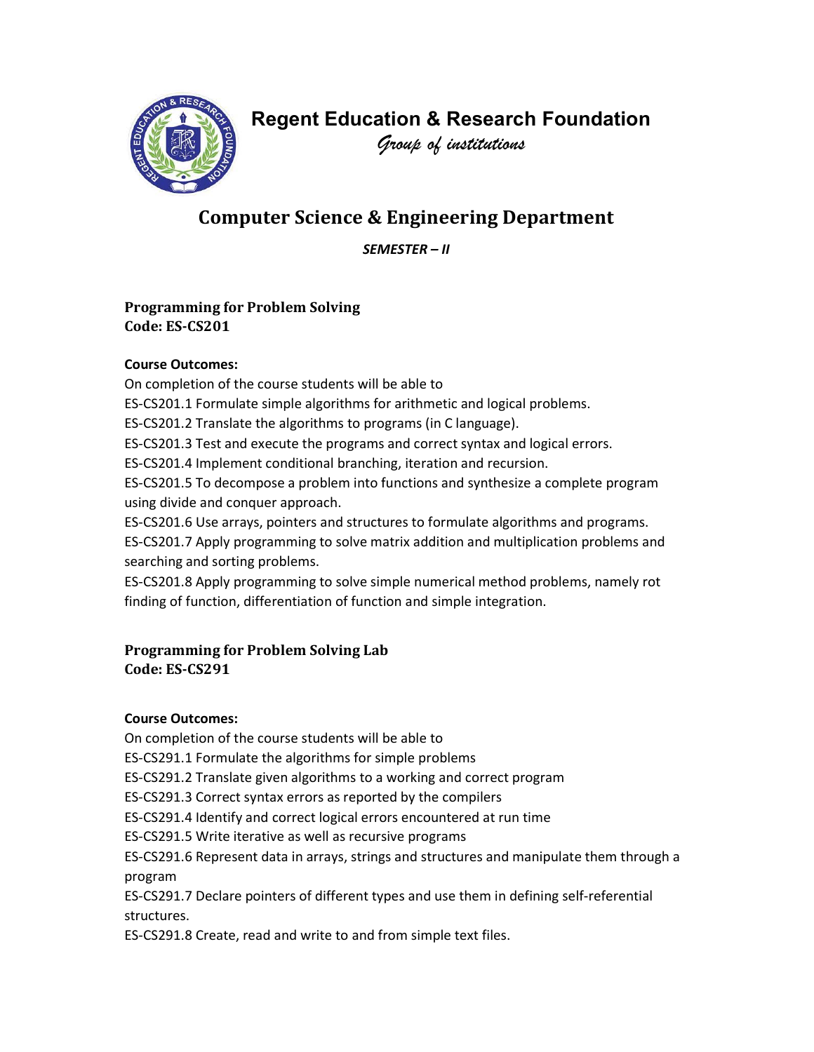# Regent Education & Research Foundation

*Group of institutions*

## Computer Science & Engineering Department

*SEMESTER – II*

### Programming for Problem Solving
### Code: ES-CS201

**Course Outcomes:**

On completion of the course students will be able to

ES-CS201.1 Formulate simple algorithms for arithmetic and logical problems.

ES-CS201.2 Translate the algorithms to programs (in C language).

ES-CS201.3 Test and execute the programs and correct syntax and logical errors.

ES-CS201.4 Implement conditional branching, iteration and recursion.

ES-CS201.5 To decompose a problem into functions and synthesize a complete program using divide and conquer approach.

ES-CS201.6 Use arrays, pointers and structures to formulate algorithms and programs.

ES-CS201.7 Apply programming to solve matrix addition and multiplication problems and searching and sorting problems.

ES-CS201.8 Apply programming to solve simple numerical method problems, namely rot finding of function, differentiation of function and simple integration.

### Programming for Problem Solving Lab
### Code: ES-CS291

**Course Outcomes:**

On completion of the course students will be able to

ES-CS291.1 Formulate the algorithms for simple problems

ES-CS291.2 Translate given algorithms to a working and correct program

ES-CS291.3 Correct syntax errors as reported by the compilers

ES-CS291.4 Identify and correct logical errors encountered at run time

ES-CS291.5 Write iterative as well as recursive programs

ES-CS291.6 Represent data in arrays, strings and structures and manipulate them through a program

ES-CS291.7 Declare pointers of different types and use them in defining self-referential structures.

ES-CS291.8 Create, read and write to and from simple text files.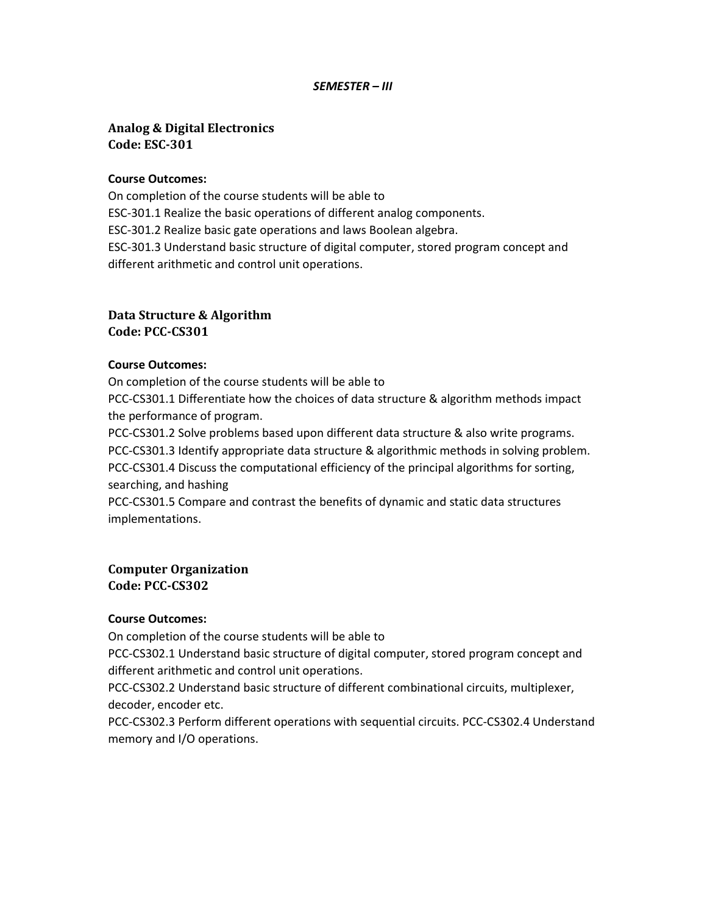*SEMESTER – III*

## Analog & Digital Electronics
## Code: ESC-301

**Course Outcomes:**

On completion of the course students will be able to

ESC-301.1 Realize the basic operations of different analog components.

ESC-301.2 Realize basic gate operations and laws Boolean algebra.

ESC-301.3 Understand basic structure of digital computer, stored program concept and different arithmetic and control unit operations.

## Data Structure & Algorithm
## Code: PCC-CS301

**Course Outcomes:**

On completion of the course students will be able to

PCC-CS301.1 Differentiate how the choices of data structure & algorithm methods impact the performance of program.

PCC-CS301.2 Solve problems based upon different data structure & also write programs.

PCC-CS301.3 Identify appropriate data structure & algorithmic methods in solving problem.

PCC-CS301.4 Discuss the computational efficiency of the principal algorithms for sorting, searching, and hashing

PCC-CS301.5 Compare and contrast the benefits of dynamic and static data structures implementations.

## Computer Organization
## Code: PCC-CS302

**Course Outcomes:**

On completion of the course students will be able to

PCC-CS302.1 Understand basic structure of digital computer, stored program concept and different arithmetic and control unit operations.

PCC-CS302.2 Understand basic structure of different combinational circuits, multiplexer, decoder, encoder etc.

PCC-CS302.3 Perform different operations with sequential circuits. PCC-CS302.4 Understand memory and I/O operations.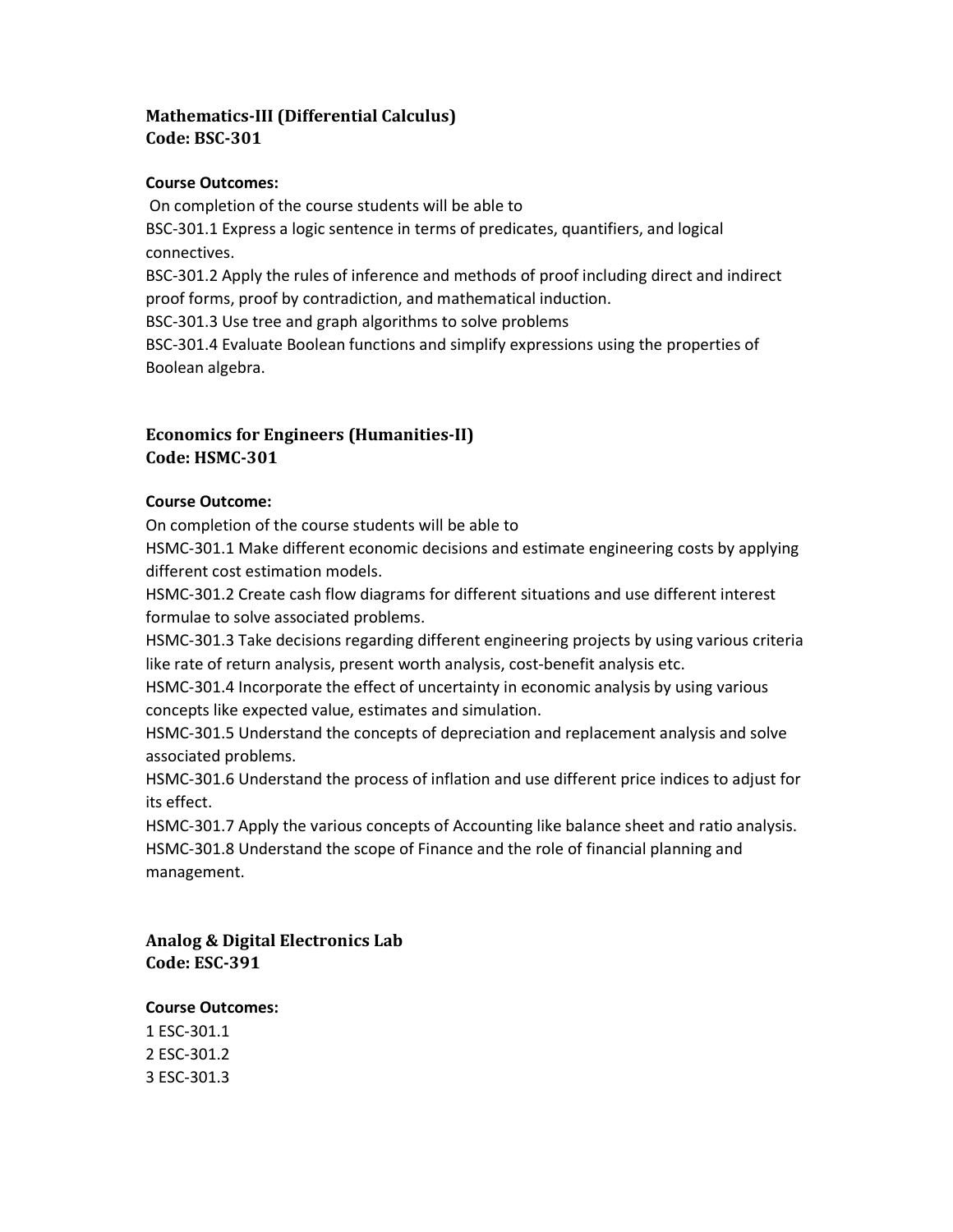## Mathematics-III (Differential Calculus)
## Code: BSC-301

**Course Outcomes:**

On completion of the course students will be able to

BSC-301.1 Express a logic sentence in terms of predicates, quantifiers, and logical connectives.

BSC-301.2 Apply the rules of inference and methods of proof including direct and indirect proof forms, proof by contradiction, and mathematical induction.

BSC-301.3 Use tree and graph algorithms to solve problems

BSC-301.4 Evaluate Boolean functions and simplify expressions using the properties of Boolean algebra.

## Economics for Engineers (Humanities-II)
## Code: HSMC-301

**Course Outcome:**

On completion of the course students will be able to

HSMC-301.1 Make different economic decisions and estimate engineering costs by applying different cost estimation models.

HSMC-301.2 Create cash flow diagrams for different situations and use different interest formulae to solve associated problems.

HSMC-301.3 Take decisions regarding different engineering projects by using various criteria like rate of return analysis, present worth analysis, cost-benefit analysis etc.

HSMC-301.4 Incorporate the effect of uncertainty in economic analysis by using various concepts like expected value, estimates and simulation.

HSMC-301.5 Understand the concepts of depreciation and replacement analysis and solve associated problems.

HSMC-301.6 Understand the process of inflation and use different price indices to adjust for its effect.

HSMC-301.7 Apply the various concepts of Accounting like balance sheet and ratio analysis.

HSMC-301.8 Understand the scope of Finance and the role of financial planning and management.

## Analog & Digital Electronics Lab
## Code: ESC-391

**Course Outcomes:**

1 ESC-301.1
2 ESC-301.2
3 ESC-301.3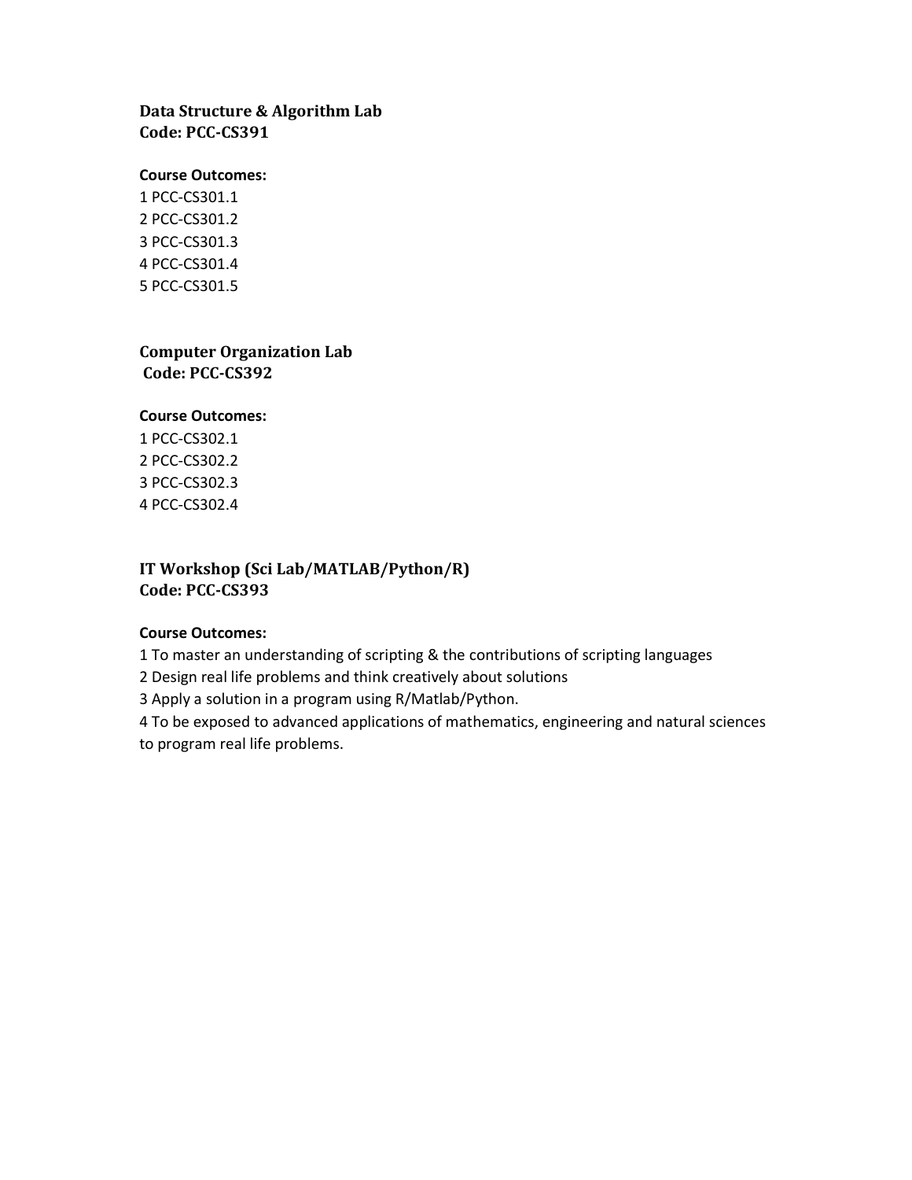**Data Structure & Algorithm Lab**
**Code: PCC-CS391**

**Course Outcomes:**

1 PCC-CS301.1
2 PCC-CS301.2
3 PCC-CS301.3
4 PCC-CS301.4
5 PCC-CS301.5

**Computer Organization Lab**
**Code: PCC-CS392**

**Course Outcomes:**

1 PCC-CS302.1
2 PCC-CS302.2
3 PCC-CS302.3
4 PCC-CS302.4

**IT Workshop (Sci Lab/MATLAB/Python/R)**
**Code: PCC-CS393**

**Course Outcomes:**

1 To master an understanding of scripting & the contributions of scripting languages
2 Design real life problems and think creatively about solutions
3 Apply a solution in a program using R/Matlab/Python.
4 To be exposed to advanced applications of mathematics, engineering and natural sciences to program real life problems.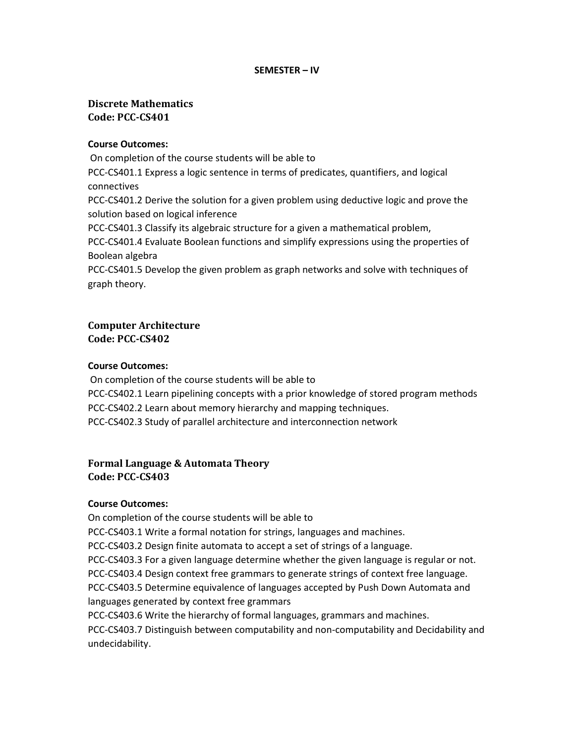# SEMESTER – IV

## Discrete Mathematics
## Code: PCC-CS401

**Course Outcomes:**

On completion of the course students will be able to

PCC-CS401.1 Express a logic sentence in terms of predicates, quantifiers, and logical connectives

PCC-CS401.2 Derive the solution for a given problem using deductive logic and prove the solution based on logical inference

PCC-CS401.3 Classify its algebraic structure for a given a mathematical problem,

PCC-CS401.4 Evaluate Boolean functions and simplify expressions using the properties of Boolean algebra

PCC-CS401.5 Develop the given problem as graph networks and solve with techniques of graph theory.

## Computer Architecture
## Code: PCC-CS402

**Course Outcomes:**

On completion of the course students will be able to

PCC-CS402.1 Learn pipelining concepts with a prior knowledge of stored program methods

PCC-CS402.2 Learn about memory hierarchy and mapping techniques.

PCC-CS402.3 Study of parallel architecture and interconnection network

## Formal Language & Automata Theory
## Code: PCC-CS403

**Course Outcomes:**

On completion of the course students will be able to

PCC-CS403.1 Write a formal notation for strings, languages and machines.

PCC-CS403.2 Design finite automata to accept a set of strings of a language.

PCC-CS403.3 For a given language determine whether the given language is regular or not.

PCC-CS403.4 Design context free grammars to generate strings of context free language.

PCC-CS403.5 Determine equivalence of languages accepted by Push Down Automata and languages generated by context free grammars

PCC-CS403.6 Write the hierarchy of formal languages, grammars and machines.

PCC-CS403.7 Distinguish between computability and non-computability and Decidability and undecidability.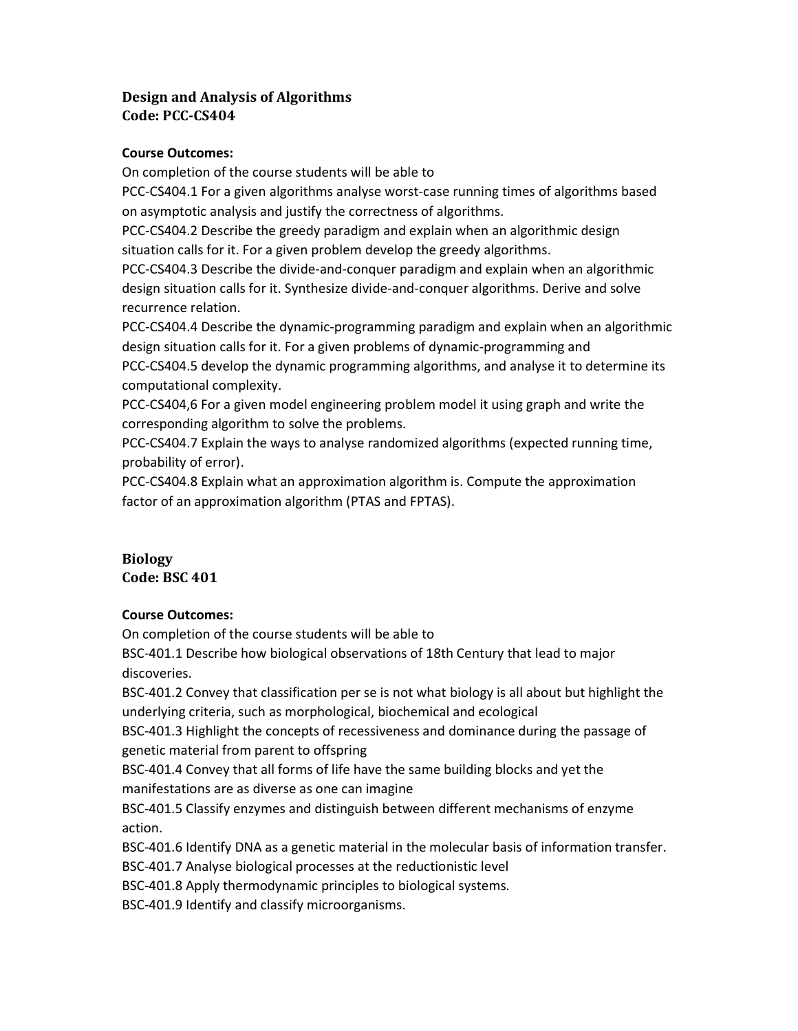## Design and Analysis of Algorithms
## Code: PCC-CS404

**Course Outcomes:**

On completion of the course students will be able to

PCC-CS404.1 For a given algorithms analyse worst-case running times of algorithms based on asymptotic analysis and justify the correctness of algorithms.

PCC-CS404.2 Describe the greedy paradigm and explain when an algorithmic design situation calls for it. For a given problem develop the greedy algorithms.

PCC-CS404.3 Describe the divide-and-conquer paradigm and explain when an algorithmic design situation calls for it. Synthesize divide-and-conquer algorithms. Derive and solve recurrence relation.

PCC-CS404.4 Describe the dynamic-programming paradigm and explain when an algorithmic design situation calls for it. For a given problems of dynamic-programming and

PCC-CS404.5 develop the dynamic programming algorithms, and analyse it to determine its computational complexity.

PCC-CS404,6 For a given model engineering problem model it using graph and write the corresponding algorithm to solve the problems.

PCC-CS404.7 Explain the ways to analyse randomized algorithms (expected running time, probability of error).

PCC-CS404.8 Explain what an approximation algorithm is. Compute the approximation factor of an approximation algorithm (PTAS and FPTAS).

## Biology
## Code: BSC 401

**Course Outcomes:**

On completion of the course students will be able to

BSC-401.1 Describe how biological observations of 18th Century that lead to major discoveries.

BSC-401.2 Convey that classification per se is not what biology is all about but highlight the underlying criteria, such as morphological, biochemical and ecological

BSC-401.3 Highlight the concepts of recessiveness and dominance during the passage of genetic material from parent to offspring

BSC-401.4 Convey that all forms of life have the same building blocks and yet the manifestations are as diverse as one can imagine

BSC-401.5 Classify enzymes and distinguish between different mechanisms of enzyme action.

BSC-401.6 Identify DNA as a genetic material in the molecular basis of information transfer.

BSC-401.7 Analyse biological processes at the reductionistic level

BSC-401.8 Apply thermodynamic principles to biological systems.

BSC-401.9 Identify and classify microorganisms.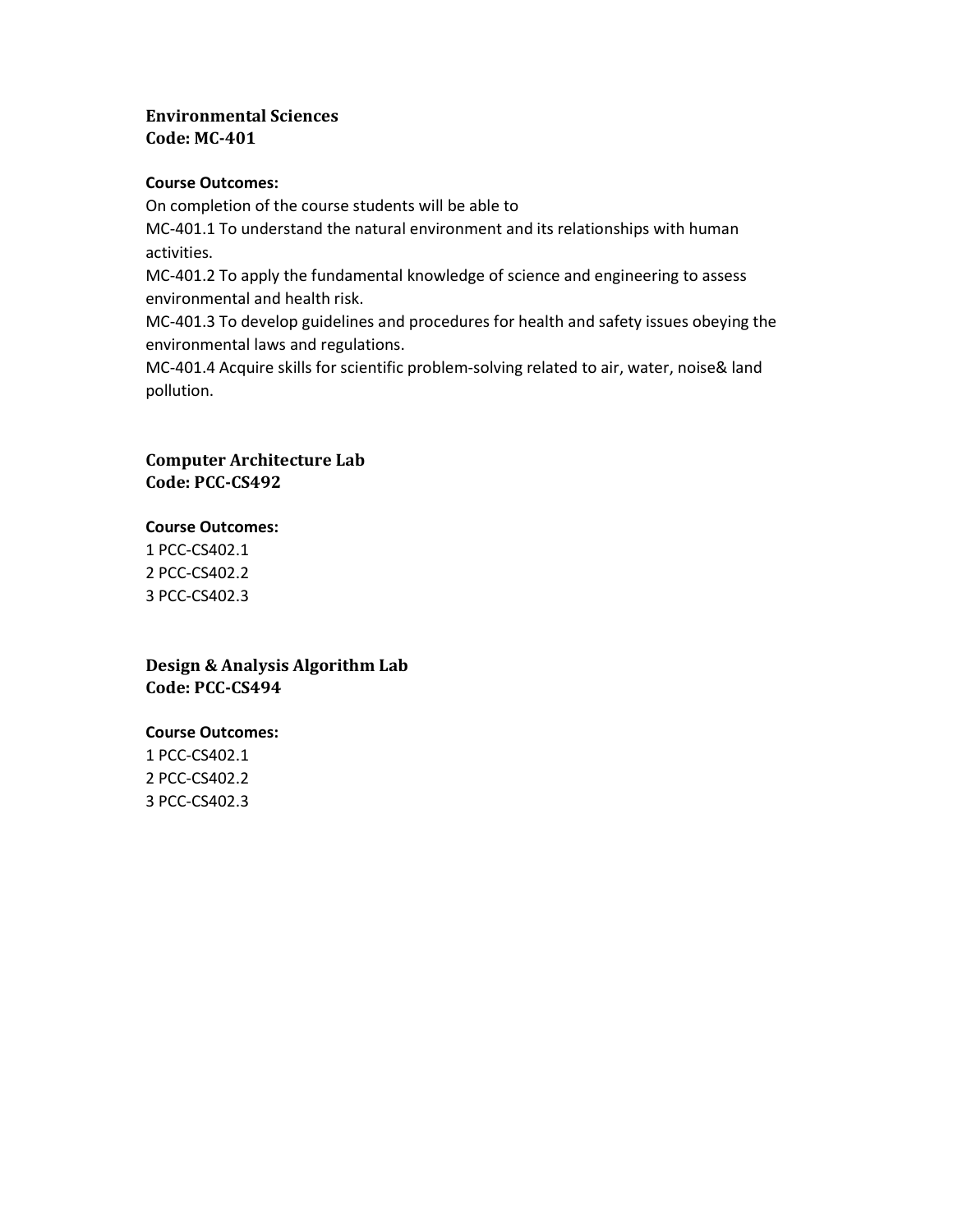**Environmental Sciences**
**Code: MC-401**

**Course Outcomes:**

On completion of the course students will be able to

MC-401.1 To understand the natural environment and its relationships with human activities.

MC-401.2 To apply the fundamental knowledge of science and engineering to assess environmental and health risk.

MC-401.3 To develop guidelines and procedures for health and safety issues obeying the environmental laws and regulations.

MC-401.4 Acquire skills for scientific problem-solving related to air, water, noise& land pollution.

**Computer Architecture Lab**
**Code: PCC-CS492**

**Course Outcomes:**

1 PCC-CS402.1
2 PCC-CS402.2
3 PCC-CS402.3

**Design & Analysis Algorithm Lab**
**Code: PCC-CS494**

**Course Outcomes:**

1 PCC-CS402.1
2 PCC-CS402.2
3 PCC-CS402.3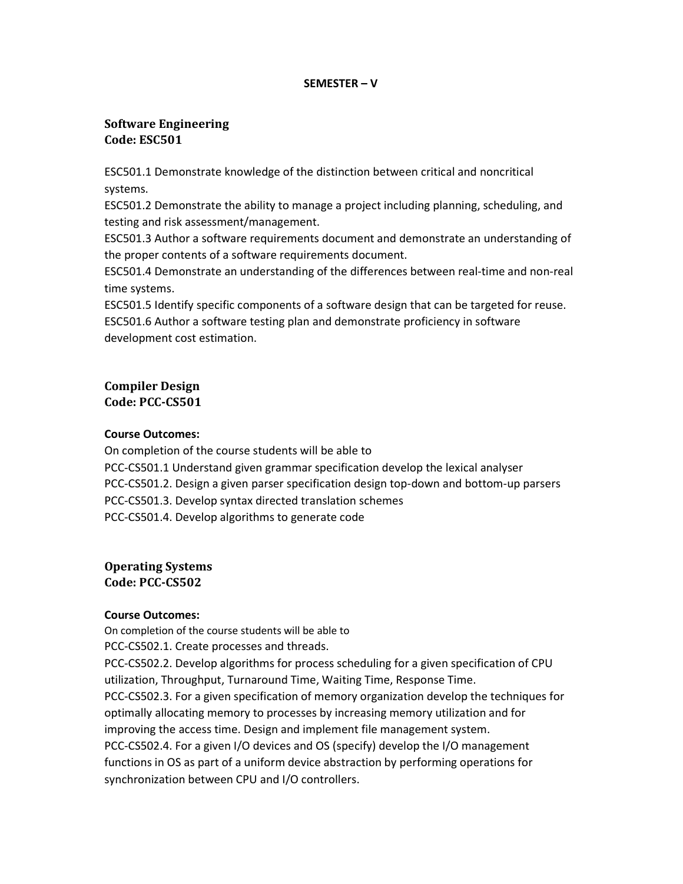## SEMESTER – V

### Software Engineering
### Code: ESC501

ESC501.1 Demonstrate knowledge of the distinction between critical and noncritical systems.
ESC501.2 Demonstrate the ability to manage a project including planning, scheduling, and testing and risk assessment/management.
ESC501.3 Author a software requirements document and demonstrate an understanding of the proper contents of a software requirements document.
ESC501.4 Demonstrate an understanding of the differences between real-time and non-real time systems.
ESC501.5 Identify specific components of a software design that can be targeted for reuse.
ESC501.6 Author a software testing plan and demonstrate proficiency in software development cost estimation.

### Compiler Design
### Code: PCC-CS501

**Course Outcomes:**

On completion of the course students will be able to
PCC-CS501.1 Understand given grammar specification develop the lexical analyser
PCC-CS501.2. Design a given parser specification design top-down and bottom-up parsers
PCC-CS501.3. Develop syntax directed translation schemes
PCC-CS501.4. Develop algorithms to generate code

### Operating Systems
### Code: PCC-CS502

**Course Outcomes:**

On completion of the course students will be able to
PCC-CS502.1. Create processes and threads.
PCC-CS502.2. Develop algorithms for process scheduling for a given specification of CPU utilization, Throughput, Turnaround Time, Waiting Time, Response Time.
PCC-CS502.3. For a given specification of memory organization develop the techniques for optimally allocating memory to processes by increasing memory utilization and for improving the access time. Design and implement file management system.
PCC-CS502.4. For a given I/O devices and OS (specify) develop the I/O management functions in OS as part of a uniform device abstraction by performing operations for synchronization between CPU and I/O controllers.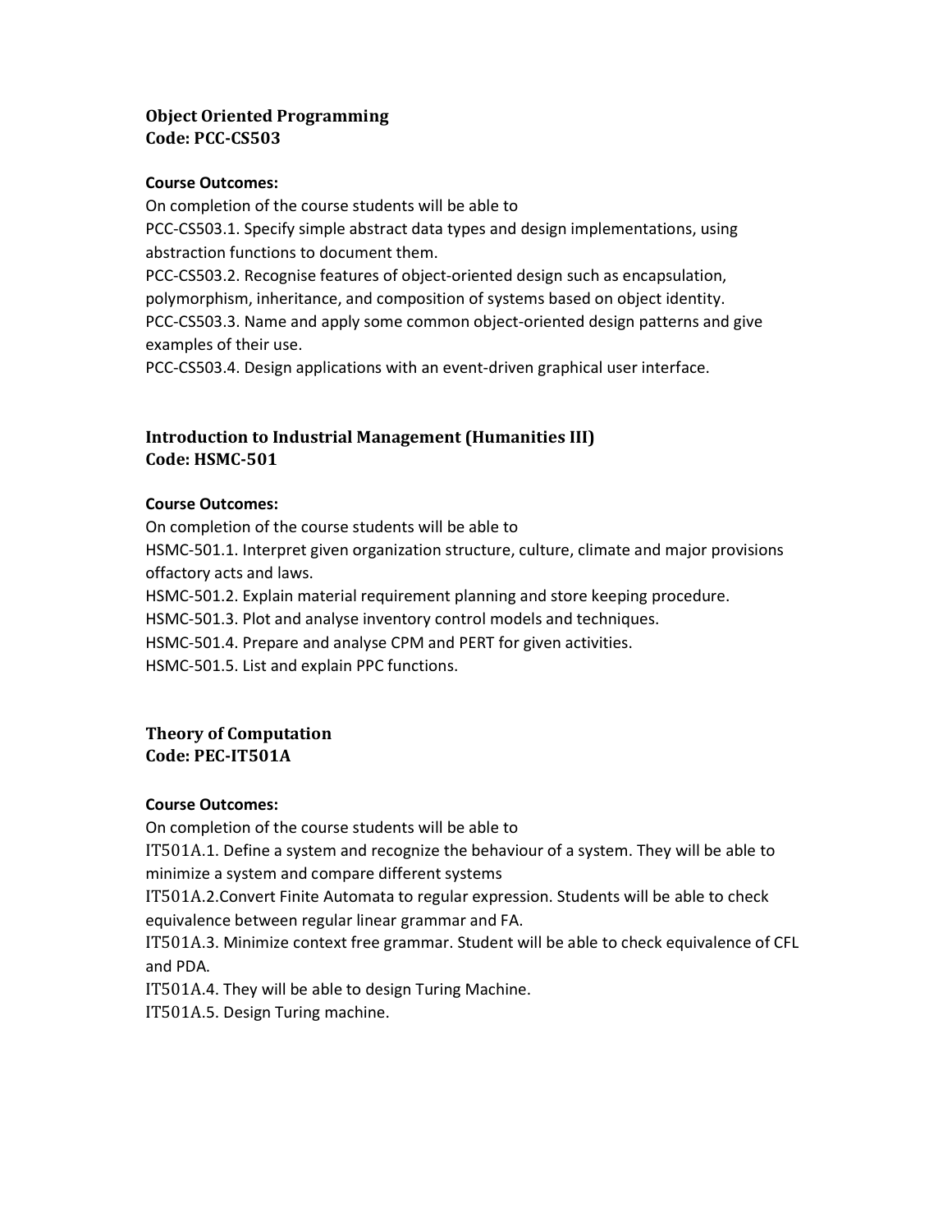**Object Oriented Programming**
**Code: PCC-CS503**

**Course Outcomes:**

On completion of the course students will be able to

PCC-CS503.1. Specify simple abstract data types and design implementations, using abstraction functions to document them.

PCC-CS503.2. Recognise features of object-oriented design such as encapsulation, polymorphism, inheritance, and composition of systems based on object identity.

PCC-CS503.3. Name and apply some common object-oriented design patterns and give examples of their use.

PCC-CS503.4. Design applications with an event-driven graphical user interface.

**Introduction to Industrial Management (Humanities III)**
**Code: HSMC-501**

**Course Outcomes:**

On completion of the course students will be able to

HSMC-501.1. Interpret given organization structure, culture, climate and major provisions offactory acts and laws.

HSMC-501.2. Explain material requirement planning and store keeping procedure.

HSMC-501.3. Plot and analyse inventory control models and techniques.

HSMC-501.4. Prepare and analyse CPM and PERT for given activities.

HSMC-501.5. List and explain PPC functions.

**Theory of Computation**
**Code: PEC-IT501A**

**Course Outcomes:**

On completion of the course students will be able to

IT501A.1. Define a system and recognize the behaviour of a system. They will be able to minimize a system and compare different systems

IT501A.2.Convert Finite Automata to regular expression. Students will be able to check equivalence between regular linear grammar and FA.

IT501A.3. Minimize context free grammar. Student will be able to check equivalence of CFL and PDA.

IT501A.4. They will be able to design Turing Machine.

IT501A.5. Design Turing machine.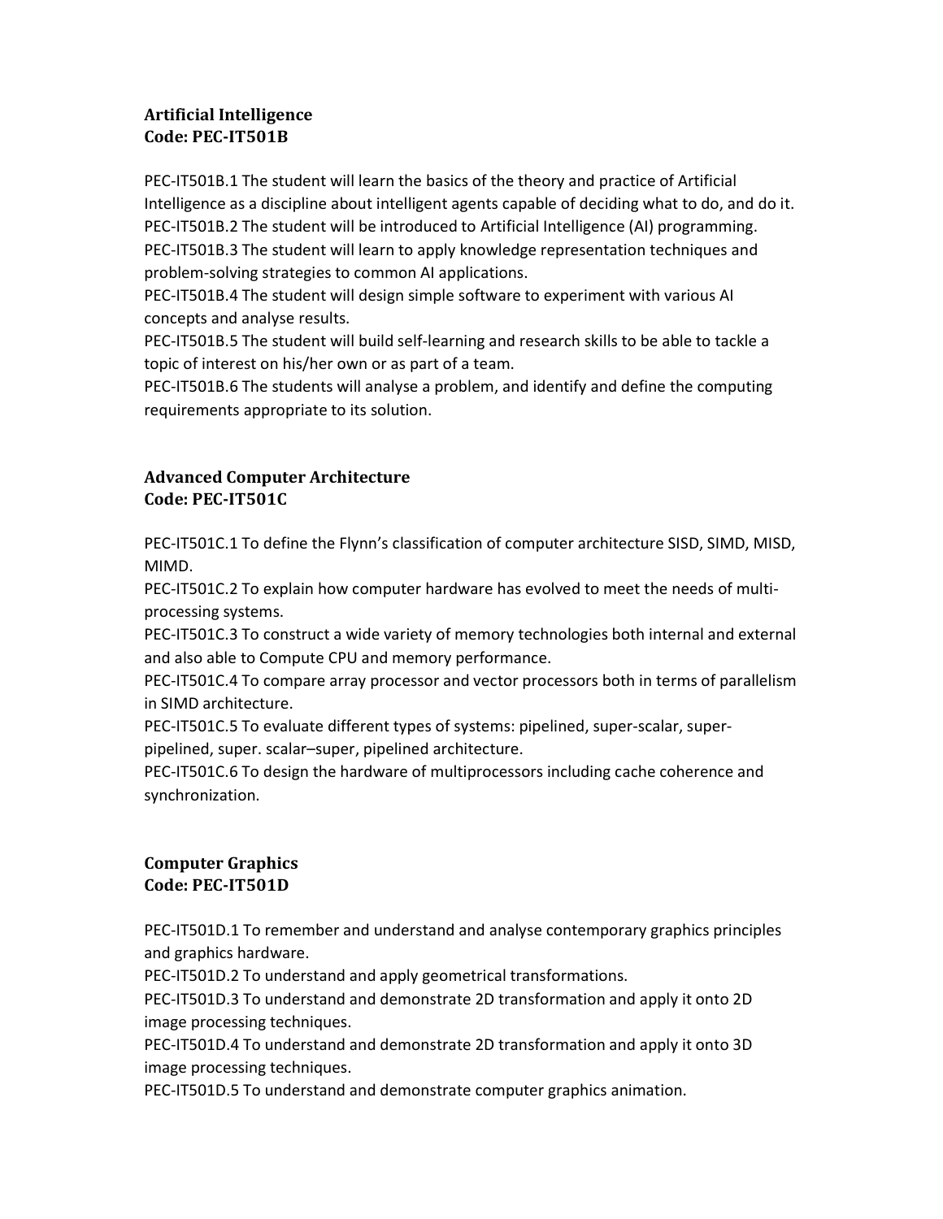**Artificial Intelligence**
**Code: PEC-IT501B**

PEC-IT501B.1 The student will learn the basics of the theory and practice of Artificial Intelligence as a discipline about intelligent agents capable of deciding what to do, and do it.
PEC-IT501B.2 The student will be introduced to Artificial Intelligence (AI) programming.
PEC-IT501B.3 The student will learn to apply knowledge representation techniques and problem-solving strategies to common AI applications.
PEC-IT501B.4 The student will design simple software to experiment with various AI concepts and analyse results.
PEC-IT501B.5 The student will build self-learning and research skills to be able to tackle a topic of interest on his/her own or as part of a team.
PEC-IT501B.6 The students will analyse a problem, and identify and define the computing requirements appropriate to its solution.

**Advanced Computer Architecture**
**Code: PEC-IT501C**

PEC-IT501C.1 To define the Flynn's classification of computer architecture SISD, SIMD, MISD, MIMD.
PEC-IT501C.2 To explain how computer hardware has evolved to meet the needs of multi-processing systems.
PEC-IT501C.3 To construct a wide variety of memory technologies both internal and external and also able to Compute CPU and memory performance.
PEC-IT501C.4 To compare array processor and vector processors both in terms of parallelism in SIMD architecture.
PEC-IT501C.5 To evaluate different types of systems: pipelined, super-scalar, super-pipelined, super. scalar–super, pipelined architecture.
PEC-IT501C.6 To design the hardware of multiprocessors including cache coherence and synchronization.

**Computer Graphics**
**Code: PEC-IT501D**

PEC-IT501D.1 To remember and understand and analyse contemporary graphics principles and graphics hardware.
PEC-IT501D.2 To understand and apply geometrical transformations.
PEC-IT501D.3 To understand and demonstrate 2D transformation and apply it onto 2D image processing techniques.
PEC-IT501D.4 To understand and demonstrate 2D transformation and apply it onto 3D image processing techniques.
PEC-IT501D.5 To understand and demonstrate computer graphics animation.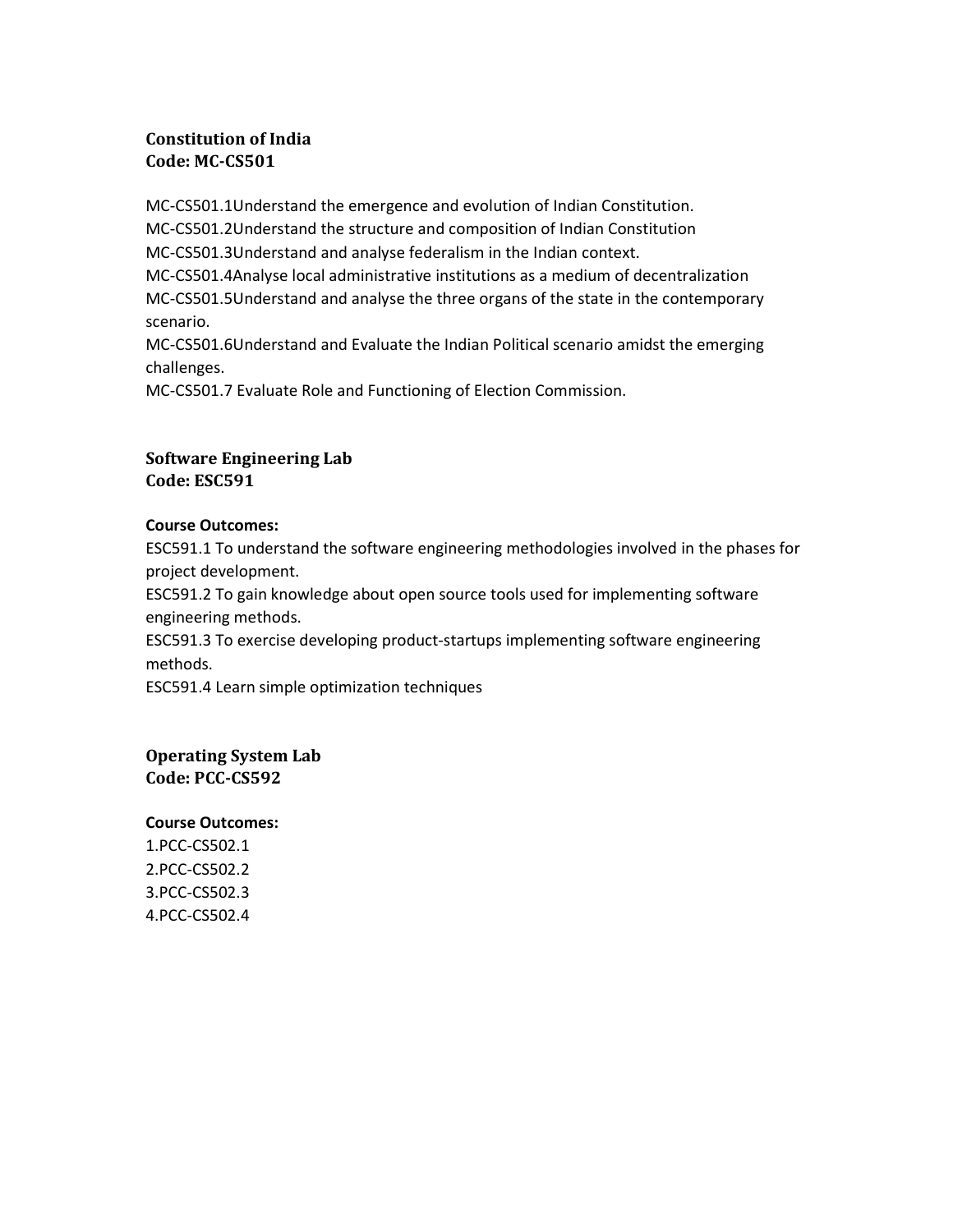**Constitution of India**
**Code: MC-CS501**

MC-CS501.1Understand the emergence and evolution of Indian Constitution.
MC-CS501.2Understand the structure and composition of Indian Constitution
MC-CS501.3Understand and analyse federalism in the Indian context.
MC-CS501.4Analyse local administrative institutions as a medium of decentralization
MC-CS501.5Understand and analyse the three organs of the state in the contemporary scenario.
MC-CS501.6Understand and Evaluate the Indian Political scenario amidst the emerging challenges.
MC-CS501.7 Evaluate Role and Functioning of Election Commission.

**Software Engineering Lab**
**Code: ESC591**

**Course Outcomes:**
ESC591.1 To understand the software engineering methodologies involved in the phases for project development.
ESC591.2 To gain knowledge about open source tools used for implementing software engineering methods.
ESC591.3 To exercise developing product-startups implementing software engineering methods.
ESC591.4 Learn simple optimization techniques

**Operating System Lab**
**Code: PCC-CS592**

**Course Outcomes:**
1.PCC-CS502.1
2.PCC-CS502.2
3.PCC-CS502.3
4.PCC-CS502.4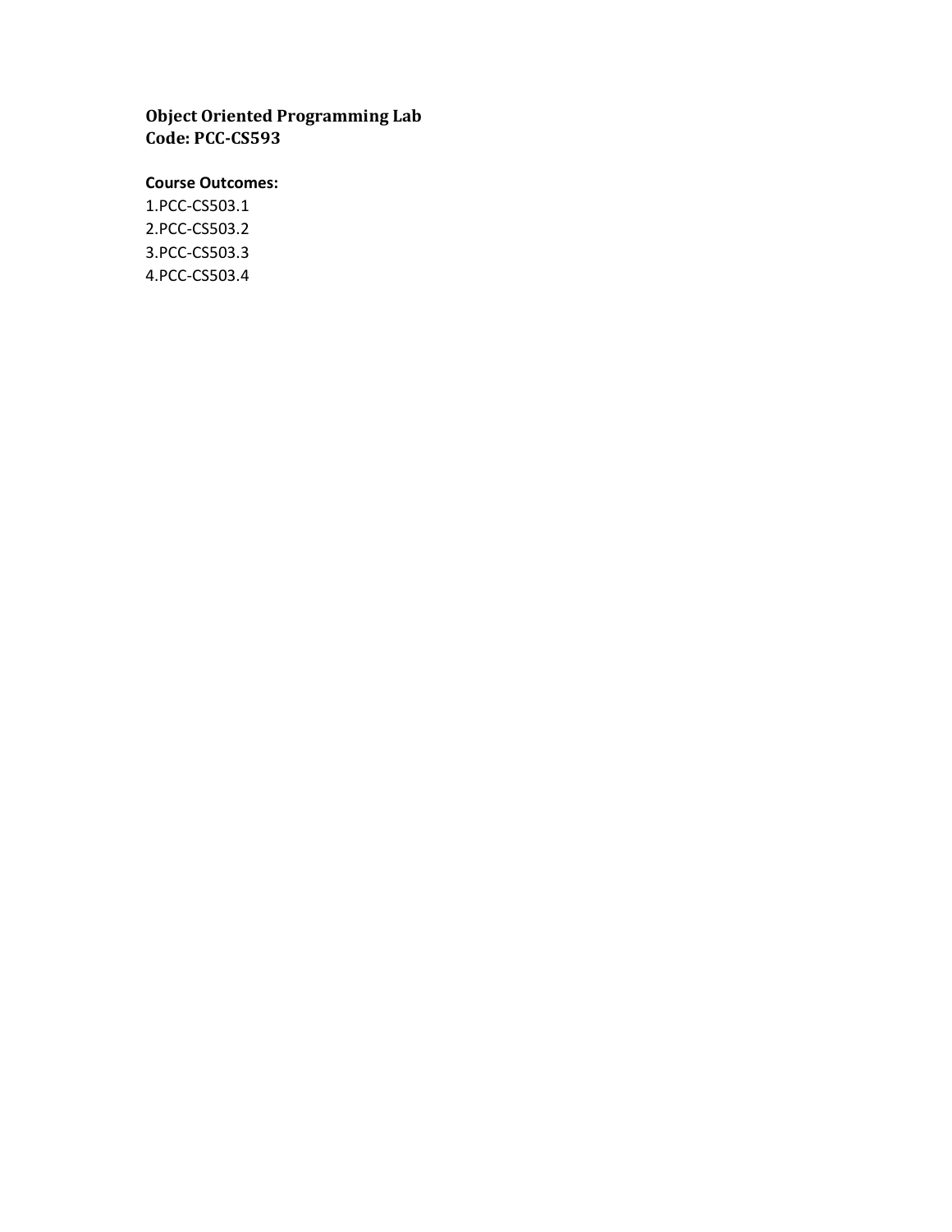**Object Oriented Programming Lab**
**Code: PCC-CS593**

**Course Outcomes:**

1.PCC-CS503.1
2.PCC-CS503.2
3.PCC-CS503.3
4.PCC-CS503.4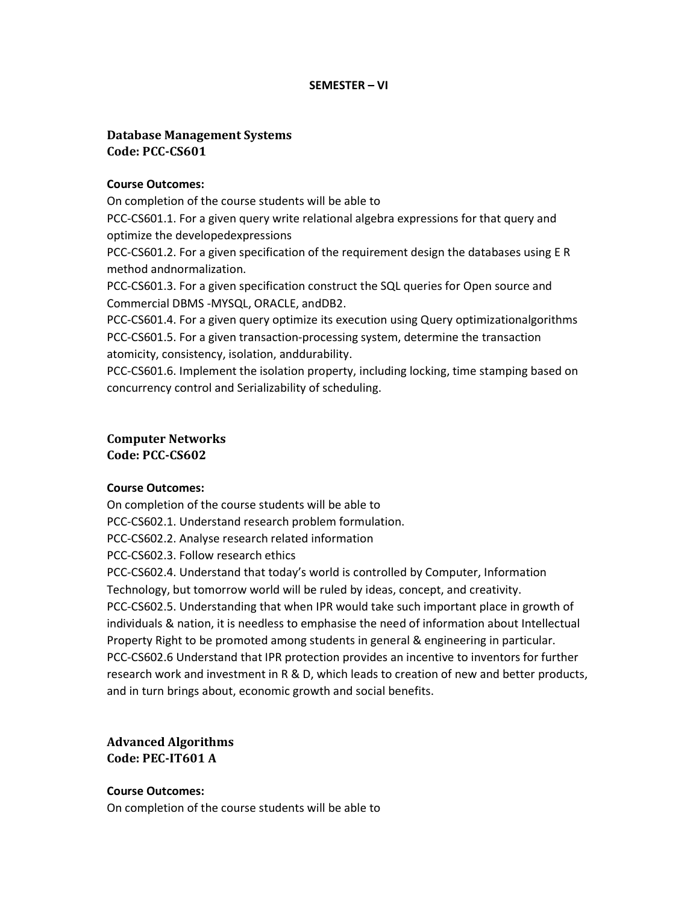## SEMESTER – VI

### Database Management Systems
### Code: PCC-CS601

**Course Outcomes:**

On completion of the course students will be able to

PCC-CS601.1. For a given query write relational algebra expressions for that query and optimize the developedexpressions

PCC-CS601.2. For a given specification of the requirement design the databases using E R method andnormalization.

PCC-CS601.3. For a given specification construct the SQL queries for Open source and Commercial DBMS -MYSQL, ORACLE, andDB2.

PCC-CS601.4. For a given query optimize its execution using Query optimizationalgorithms

PCC-CS601.5. For a given transaction-processing system, determine the transaction atomicity, consistency, isolation, anddurability.

PCC-CS601.6. Implement the isolation property, including locking, time stamping based on concurrency control and Serializability of scheduling.

### Computer Networks
### Code: PCC-CS602

**Course Outcomes:**

On completion of the course students will be able to

PCC-CS602.1. Understand research problem formulation.

PCC-CS602.2. Analyse research related information

PCC-CS602.3. Follow research ethics

PCC-CS602.4. Understand that today's world is controlled by Computer, Information Technology, but tomorrow world will be ruled by ideas, concept, and creativity.

PCC-CS602.5. Understanding that when IPR would take such important place in growth of individuals & nation, it is needless to emphasise the need of information about Intellectual Property Right to be promoted among students in general & engineering in particular.

PCC-CS602.6 Understand that IPR protection provides an incentive to inventors for further research work and investment in R & D, which leads to creation of new and better products, and in turn brings about, economic growth and social benefits.

### Advanced Algorithms
### Code: PEC-IT601 A

**Course Outcomes:**

On completion of the course students will be able to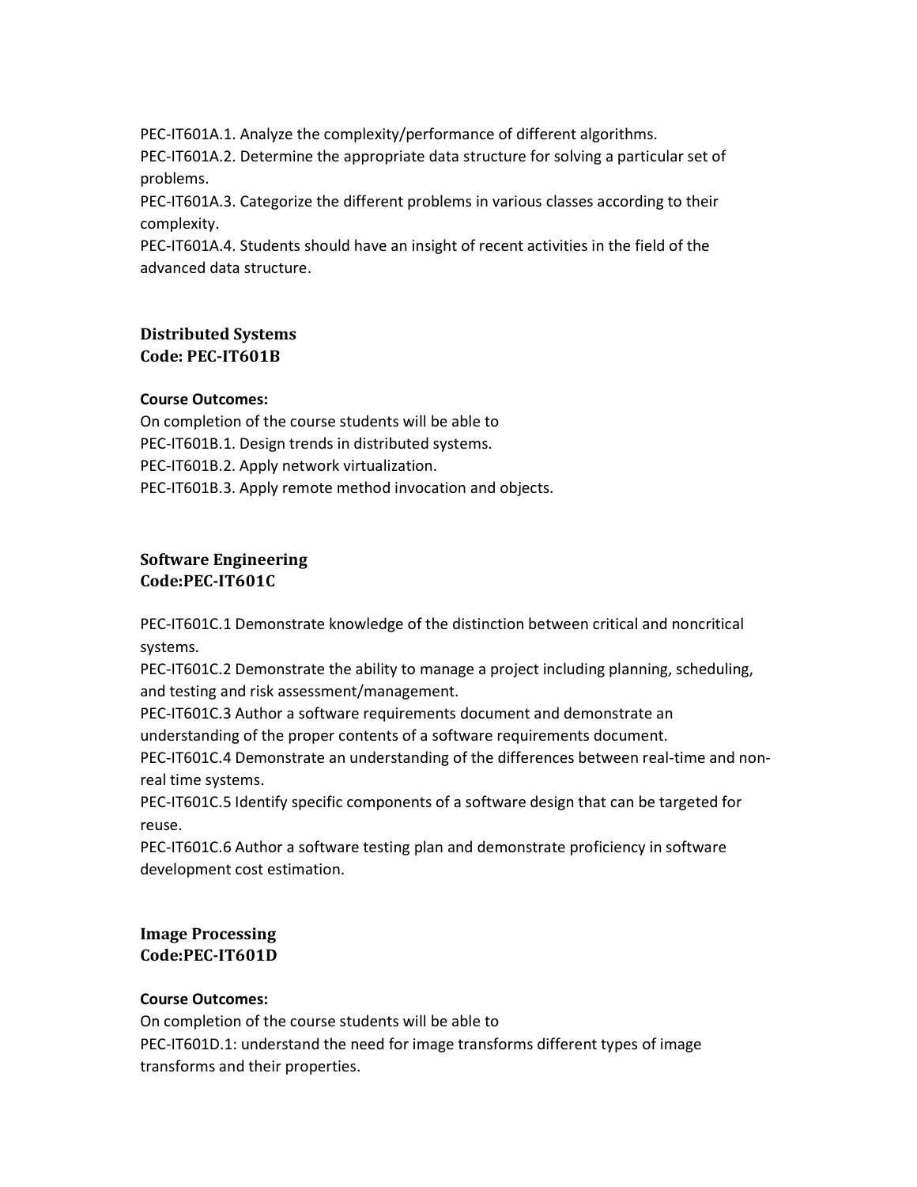PEC-IT601A.1. Analyze the complexity/performance of different algorithms.
PEC-IT601A.2. Determine the appropriate data structure for solving a particular set of problems.
PEC-IT601A.3. Categorize the different problems in various classes according to their complexity.
PEC-IT601A.4. Students should have an insight of recent activities in the field of the advanced data structure.

## Distributed Systems
## Code: PEC-IT601B

**Course Outcomes:**

On completion of the course students will be able to
PEC-IT601B.1. Design trends in distributed systems.
PEC-IT601B.2. Apply network virtualization.
PEC-IT601B.3. Apply remote method invocation and objects.

## Software Engineering
## Code:PEC-IT601C

PEC-IT601C.1 Demonstrate knowledge of the distinction between critical and noncritical systems.
PEC-IT601C.2 Demonstrate the ability to manage a project including planning, scheduling, and testing and risk assessment/management.
PEC-IT601C.3 Author a software requirements document and demonstrate an understanding of the proper contents of a software requirements document.
PEC-IT601C.4 Demonstrate an understanding of the differences between real-time and non-real time systems.
PEC-IT601C.5 Identify specific components of a software design that can be targeted for reuse.
PEC-IT601C.6 Author a software testing plan and demonstrate proficiency in software development cost estimation.

## Image Processing
## Code:PEC-IT601D

**Course Outcomes:**

On completion of the course students will be able to
PEC-IT601D.1: understand the need for image transforms different types of image transforms and their properties.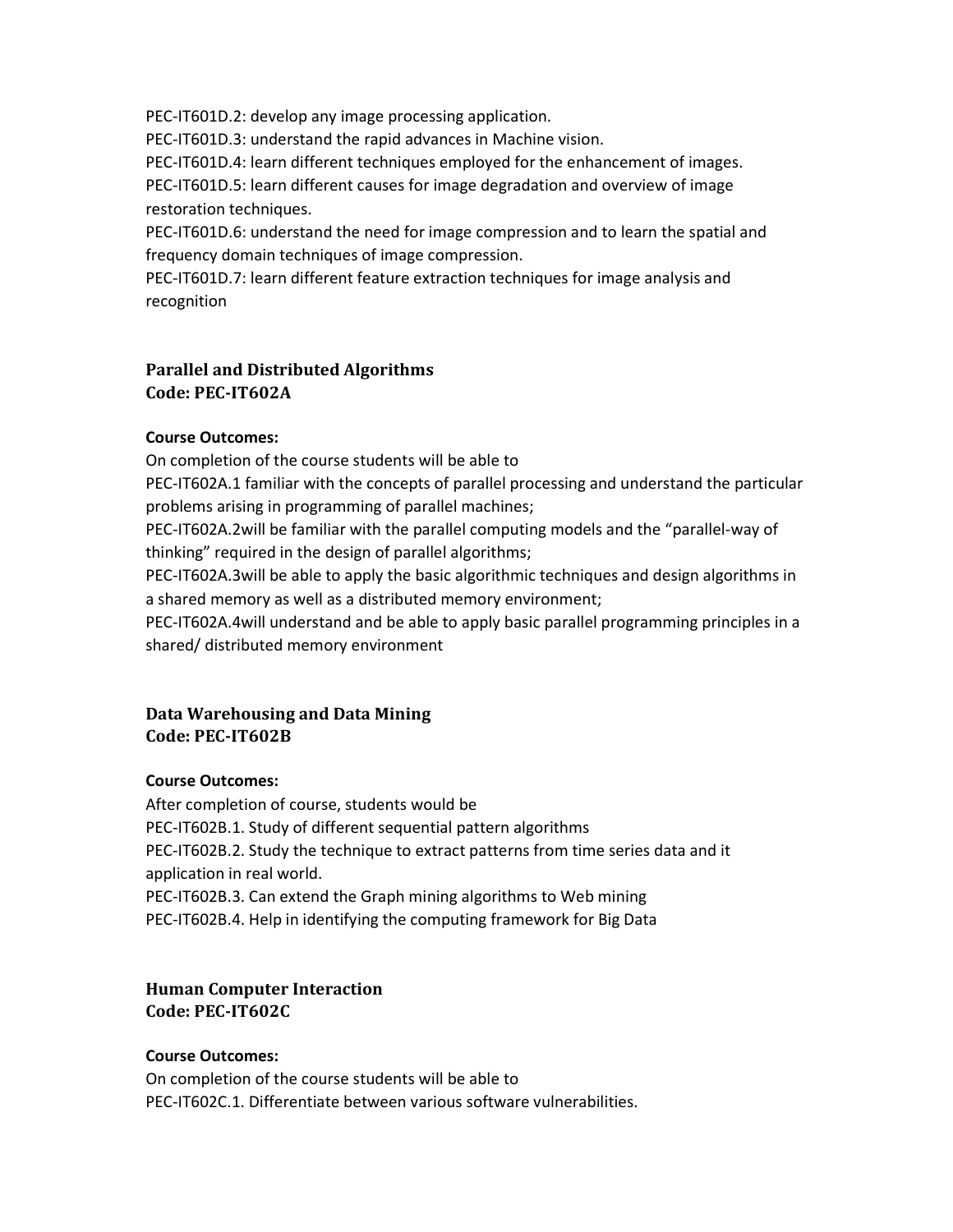PEC-IT601D.2: develop any image processing application.
PEC-IT601D.3: understand the rapid advances in Machine vision.
PEC-IT601D.4: learn different techniques employed for the enhancement of images.
PEC-IT601D.5: learn different causes for image degradation and overview of image restoration techniques.
PEC-IT601D.6: understand the need for image compression and to learn the spatial and frequency domain techniques of image compression.
PEC-IT601D.7: learn different feature extraction techniques for image analysis and recognition

## Parallel and Distributed Algorithms
## Code: PEC-IT602A

**Course Outcomes:**

On completion of the course students will be able to
PEC-IT602A.1 familiar with the concepts of parallel processing and understand the particular problems arising in programming of parallel machines;
PEC-IT602A.2will be familiar with the parallel computing models and the "parallel-way of thinking" required in the design of parallel algorithms;
PEC-IT602A.3will be able to apply the basic algorithmic techniques and design algorithms in a shared memory as well as a distributed memory environment;
PEC-IT602A.4will understand and be able to apply basic parallel programming principles in a shared/ distributed memory environment

## Data Warehousing and Data Mining
## Code: PEC-IT602B

**Course Outcomes:**

After completion of course, students would be
PEC-IT602B.1. Study of different sequential pattern algorithms
PEC-IT602B.2. Study the technique to extract patterns from time series data and it application in real world.
PEC-IT602B.3. Can extend the Graph mining algorithms to Web mining
PEC-IT602B.4. Help in identifying the computing framework for Big Data

## Human Computer Interaction
## Code: PEC-IT602C

**Course Outcomes:**

On completion of the course students will be able to
PEC-IT602C.1. Differentiate between various software vulnerabilities.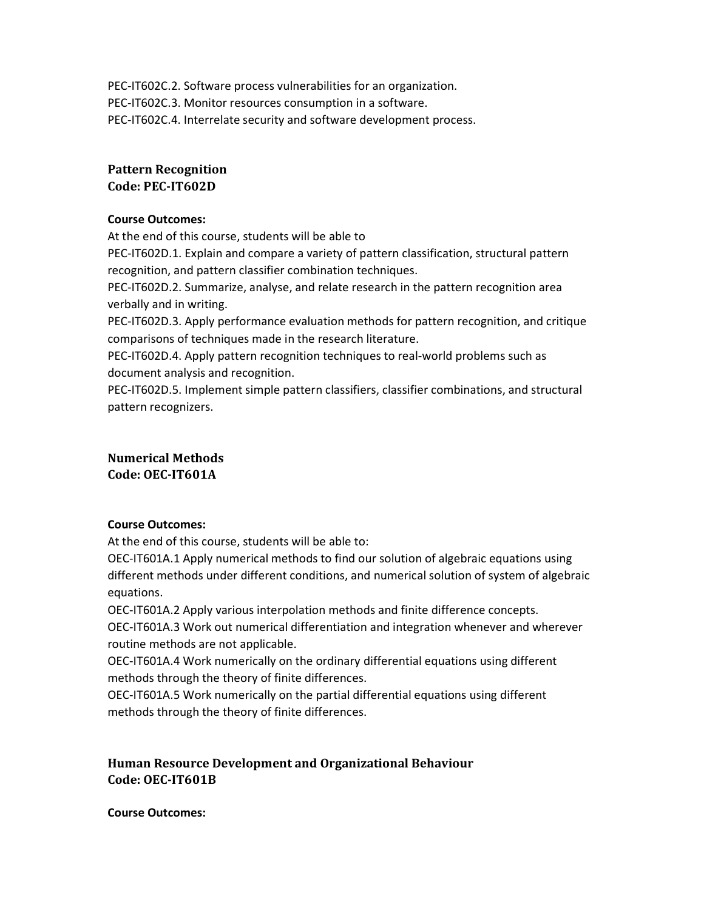PEC-IT602C.2. Software process vulnerabilities for an organization.
PEC-IT602C.3. Monitor resources consumption in a software.
PEC-IT602C.4. Interrelate security and software development process.

## Pattern Recognition
## Code: PEC-IT602D

**Course Outcomes:**

At the end of this course, students will be able to

PEC-IT602D.1. Explain and compare a variety of pattern classification, structural pattern recognition, and pattern classifier combination techniques.

PEC-IT602D.2. Summarize, analyse, and relate research in the pattern recognition area verbally and in writing.

PEC-IT602D.3. Apply performance evaluation methods for pattern recognition, and critique comparisons of techniques made in the research literature.

PEC-IT602D.4. Apply pattern recognition techniques to real-world problems such as document analysis and recognition.

PEC-IT602D.5. Implement simple pattern classifiers, classifier combinations, and structural pattern recognizers.

## Numerical Methods
## Code: OEC-IT601A

**Course Outcomes:**

At the end of this course, students will be able to:

OEC-IT601A.1 Apply numerical methods to find our solution of algebraic equations using different methods under different conditions, and numerical solution of system of algebraic equations.

OEC-IT601A.2 Apply various interpolation methods and finite difference concepts.

OEC-IT601A.3 Work out numerical differentiation and integration whenever and wherever routine methods are not applicable.

OEC-IT601A.4 Work numerically on the ordinary differential equations using different methods through the theory of finite differences.

OEC-IT601A.5 Work numerically on the partial differential equations using different methods through the theory of finite differences.

## Human Resource Development and Organizational Behaviour
## Code: OEC-IT601B

**Course Outcomes:**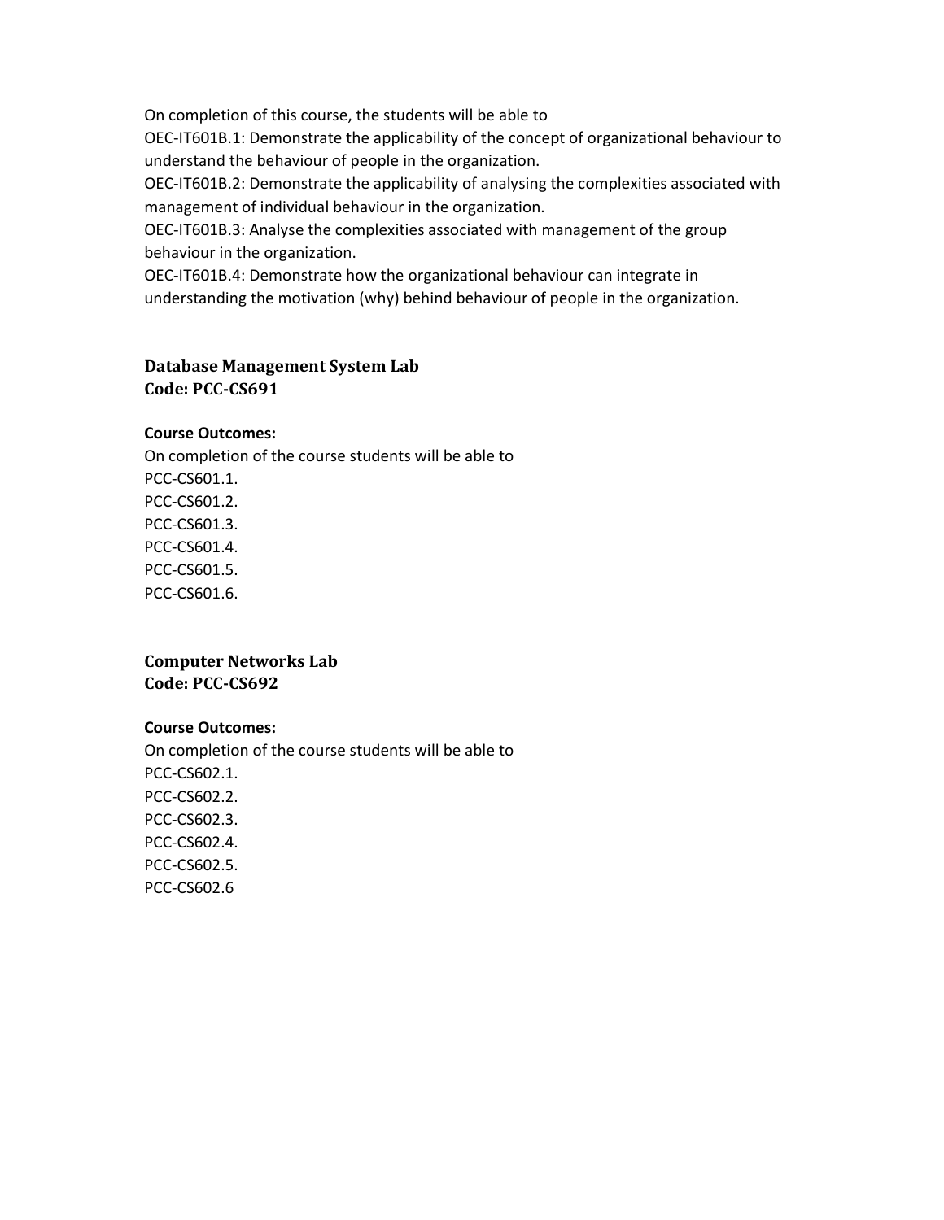On completion of this course, the students will be able to

OEC-IT601B.1: Demonstrate the applicability of the concept of organizational behaviour to understand the behaviour of people in the organization.

OEC-IT601B.2: Demonstrate the applicability of analysing the complexities associated with management of individual behaviour in the organization.

OEC-IT601B.3: Analyse the complexities associated with management of the group behaviour in the organization.

OEC-IT601B.4: Demonstrate how the organizational behaviour can integrate in understanding the motivation (why) behind behaviour of people in the organization.

### Database Management System Lab
### Code: PCC-CS691

**Course Outcomes:**

On completion of the course students will be able to

PCC-CS601.1.

PCC-CS601.2.

PCC-CS601.3.

PCC-CS601.4.

PCC-CS601.5.

PCC-CS601.6.

### Computer Networks Lab
### Code: PCC-CS692

**Course Outcomes:**

On completion of the course students will be able to

PCC-CS602.1.

PCC-CS602.2.

PCC-CS602.3.

PCC-CS602.4.

PCC-CS602.5.

PCC-CS602.6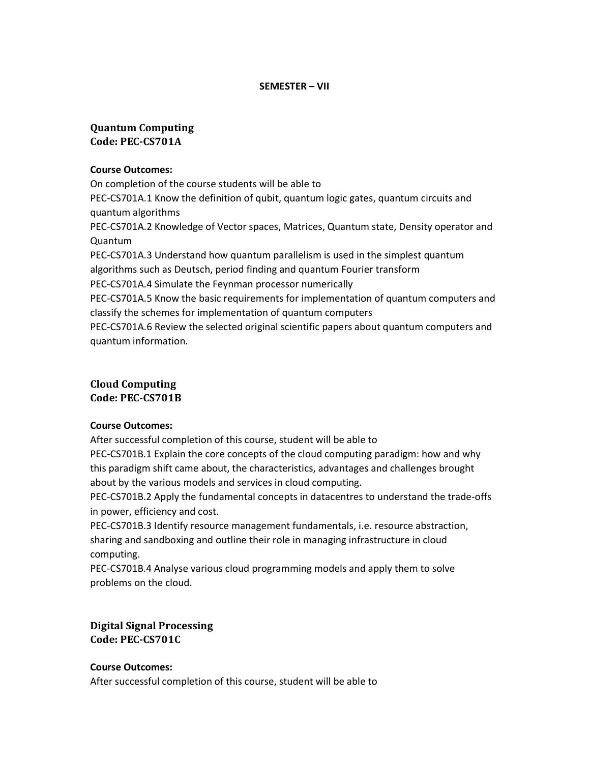## SEMESTER – VII

### Quantum Computing
### Code: PEC-CS701A

**Course Outcomes:**

On completion of the course students will be able to

PEC-CS701A.1 Know the definition of qubit, quantum logic gates, quantum circuits and quantum algorithms

PEC-CS701A.2 Knowledge of Vector spaces, Matrices, Quantum state, Density operator and Quantum

PEC-CS701A.3 Understand how quantum parallelism is used in the simplest quantum algorithms such as Deutsch, period finding and quantum Fourier transform

PEC-CS701A.4 Simulate the Feynman processor numerically

PEC-CS701A.5 Know the basic requirements for implementation of quantum computers and classify the schemes for implementation of quantum computers

PEC-CS701A.6 Review the selected original scientific papers about quantum computers and quantum information.

### Cloud Computing
### Code: PEC-CS701B

**Course Outcomes:**

After successful completion of this course, student will be able to

PEC-CS701B.1 Explain the core concepts of the cloud computing paradigm: how and why this paradigm shift came about, the characteristics, advantages and challenges brought about by the various models and services in cloud computing.

PEC-CS701B.2 Apply the fundamental concepts in datacentres to understand the trade-offs in power, efficiency and cost.

PEC-CS701B.3 Identify resource management fundamentals, i.e. resource abstraction, sharing and sandboxing and outline their role in managing infrastructure in cloud computing.

PEC-CS701B.4 Analyse various cloud programming models and apply them to solve problems on the cloud.

### Digital Signal Processing
### Code: PEC-CS701C

**Course Outcomes:**

After successful completion of this course, student will be able to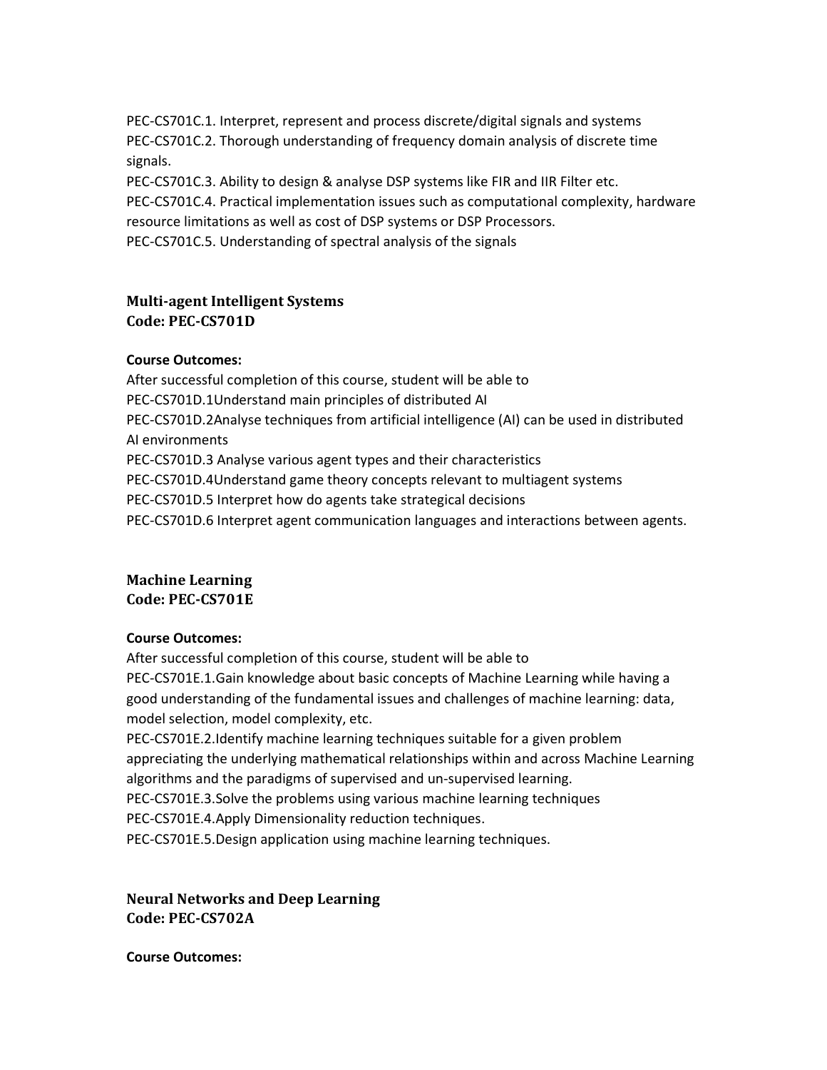PEC-CS701C.1. Interpret, represent and process discrete/digital signals and systems
PEC-CS701C.2. Thorough understanding of frequency domain analysis of discrete time signals.
PEC-CS701C.3. Ability to design & analyse DSP systems like FIR and IIR Filter etc.
PEC-CS701C.4. Practical implementation issues such as computational complexity, hardware resource limitations as well as cost of DSP systems or DSP Processors.
PEC-CS701C.5. Understanding of spectral analysis of the signals

**Multi-agent Intelligent Systems**
**Code: PEC-CS701D**

**Course Outcomes:**

After successful completion of this course, student will be able to
PEC-CS701D.1Understand main principles of distributed AI
PEC-CS701D.2Analyse techniques from artificial intelligence (AI) can be used in distributed AI environments
PEC-CS701D.3 Analyse various agent types and their characteristics
PEC-CS701D.4Understand game theory concepts relevant to multiagent systems
PEC-CS701D.5 Interpret how do agents take strategical decisions
PEC-CS701D.6 Interpret agent communication languages and interactions between agents.

**Machine Learning**
**Code: PEC-CS701E**

**Course Outcomes:**

After successful completion of this course, student will be able to
PEC-CS701E.1.Gain knowledge about basic concepts of Machine Learning while having a good understanding of the fundamental issues and challenges of machine learning: data, model selection, model complexity, etc.
PEC-CS701E.2.Identify machine learning techniques suitable for a given problem appreciating the underlying mathematical relationships within and across Machine Learning algorithms and the paradigms of supervised and un-supervised learning.
PEC-CS701E.3.Solve the problems using various machine learning techniques
PEC-CS701E.4.Apply Dimensionality reduction techniques.
PEC-CS701E.5.Design application using machine learning techniques.

**Neural Networks and Deep Learning**
**Code: PEC-CS702A**

**Course Outcomes:**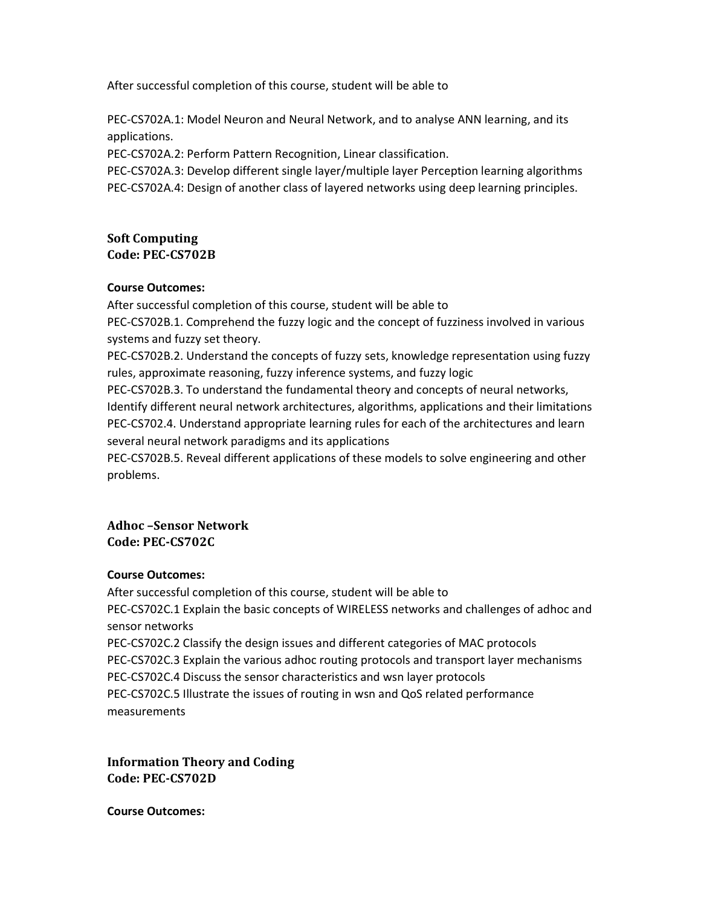After successful completion of this course, student will be able to

PEC-CS702A.1: Model Neuron and Neural Network, and to analyse ANN learning, and its applications.
PEC-CS702A.2: Perform Pattern Recognition, Linear classification.
PEC-CS702A.3: Develop different single layer/multiple layer Perception learning algorithms
PEC-CS702A.4: Design of another class of layered networks using deep learning principles.

## Soft Computing
## Code: PEC-CS702B

**Course Outcomes:**

After successful completion of this course, student will be able to
PEC-CS702B.1. Comprehend the fuzzy logic and the concept of fuzziness involved in various systems and fuzzy set theory.
PEC-CS702B.2. Understand the concepts of fuzzy sets, knowledge representation using fuzzy rules, approximate reasoning, fuzzy inference systems, and fuzzy logic
PEC-CS702B.3. To understand the fundamental theory and concepts of neural networks, Identify different neural network architectures, algorithms, applications and their limitations
PEC-CS702.4. Understand appropriate learning rules for each of the architectures and learn several neural network paradigms and its applications
PEC-CS702B.5. Reveal different applications of these models to solve engineering and other problems.

## Adhoc –Sensor Network
## Code: PEC-CS702C

**Course Outcomes:**

After successful completion of this course, student will be able to
PEC-CS702C.1 Explain the basic concepts of WIRELESS networks and challenges of adhoc and sensor networks
PEC-CS702C.2 Classify the design issues and different categories of MAC protocols
PEC-CS702C.3 Explain the various adhoc routing protocols and transport layer mechanisms
PEC-CS702C.4 Discuss the sensor characteristics and wsn layer protocols
PEC-CS702C.5 Illustrate the issues of routing in wsn and QoS related performance measurements

## Information Theory and Coding
## Code: PEC-CS702D

**Course Outcomes:**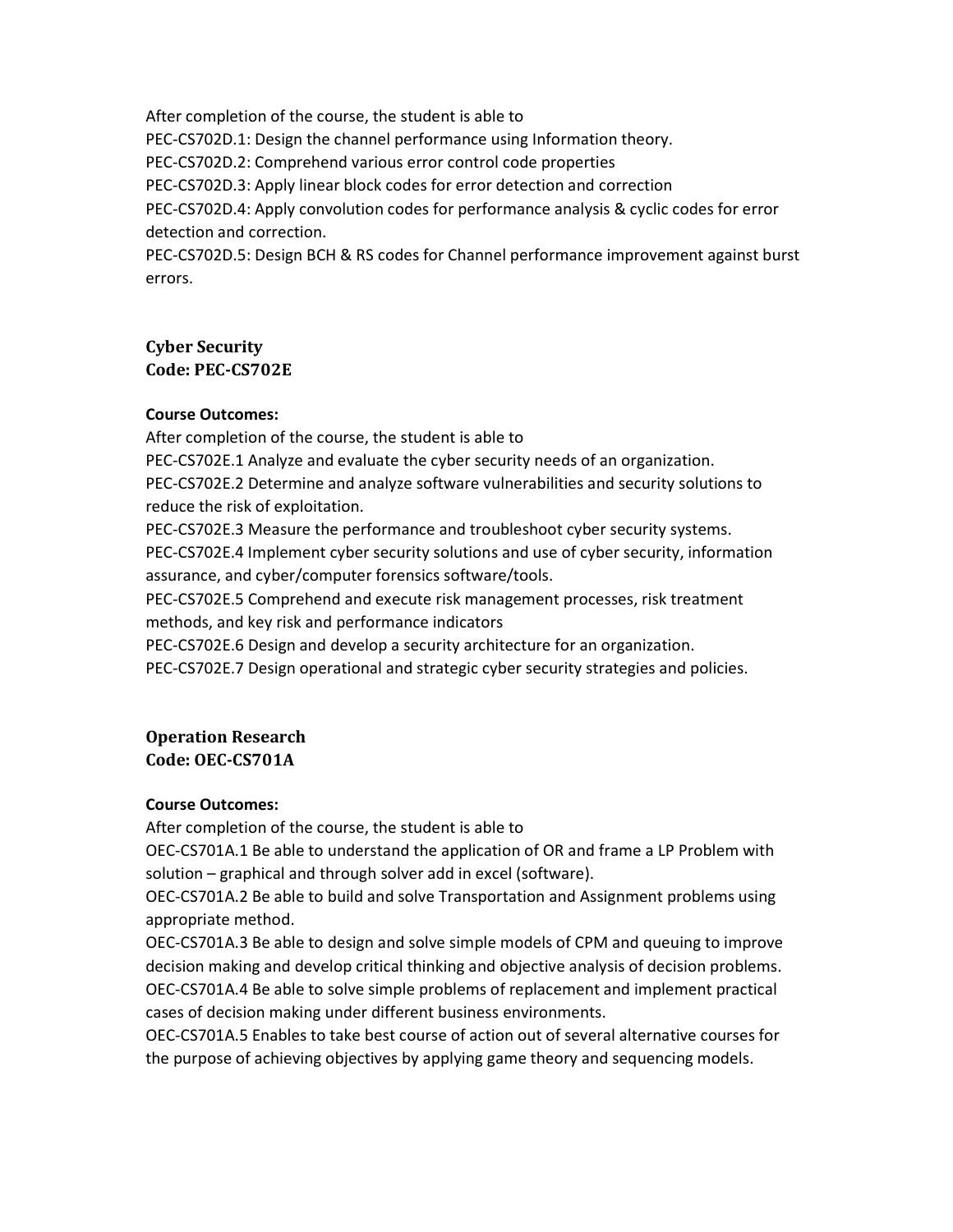After completion of the course, the student is able to

PEC-CS702D.1: Design the channel performance using Information theory.

PEC-CS702D.2: Comprehend various error control code properties

PEC-CS702D.3: Apply linear block codes for error detection and correction

PEC-CS702D.4: Apply convolution codes for performance analysis & cyclic codes for error detection and correction.

PEC-CS702D.5: Design BCH & RS codes for Channel performance improvement against burst errors.

## Cyber Security
## Code: PEC-CS702E

**Course Outcomes:**

After completion of the course, the student is able to

PEC-CS702E.1 Analyze and evaluate the cyber security needs of an organization.

PEC-CS702E.2 Determine and analyze software vulnerabilities and security solutions to reduce the risk of exploitation.

PEC-CS702E.3 Measure the performance and troubleshoot cyber security systems.

PEC-CS702E.4 Implement cyber security solutions and use of cyber security, information assurance, and cyber/computer forensics software/tools.

PEC-CS702E.5 Comprehend and execute risk management processes, risk treatment methods, and key risk and performance indicators

PEC-CS702E.6 Design and develop a security architecture for an organization.

PEC-CS702E.7 Design operational and strategic cyber security strategies and policies.

## Operation Research
## Code: OEC-CS701A

**Course Outcomes:**

After completion of the course, the student is able to

OEC-CS701A.1 Be able to understand the application of OR and frame a LP Problem with solution – graphical and through solver add in excel (software).

OEC-CS701A.2 Be able to build and solve Transportation and Assignment problems using appropriate method.

OEC-CS701A.3 Be able to design and solve simple models of CPM and queuing to improve decision making and develop critical thinking and objective analysis of decision problems.

OEC-CS701A.4 Be able to solve simple problems of replacement and implement practical cases of decision making under different business environments.

OEC-CS701A.5 Enables to take best course of action out of several alternative courses for the purpose of achieving objectives by applying game theory and sequencing models.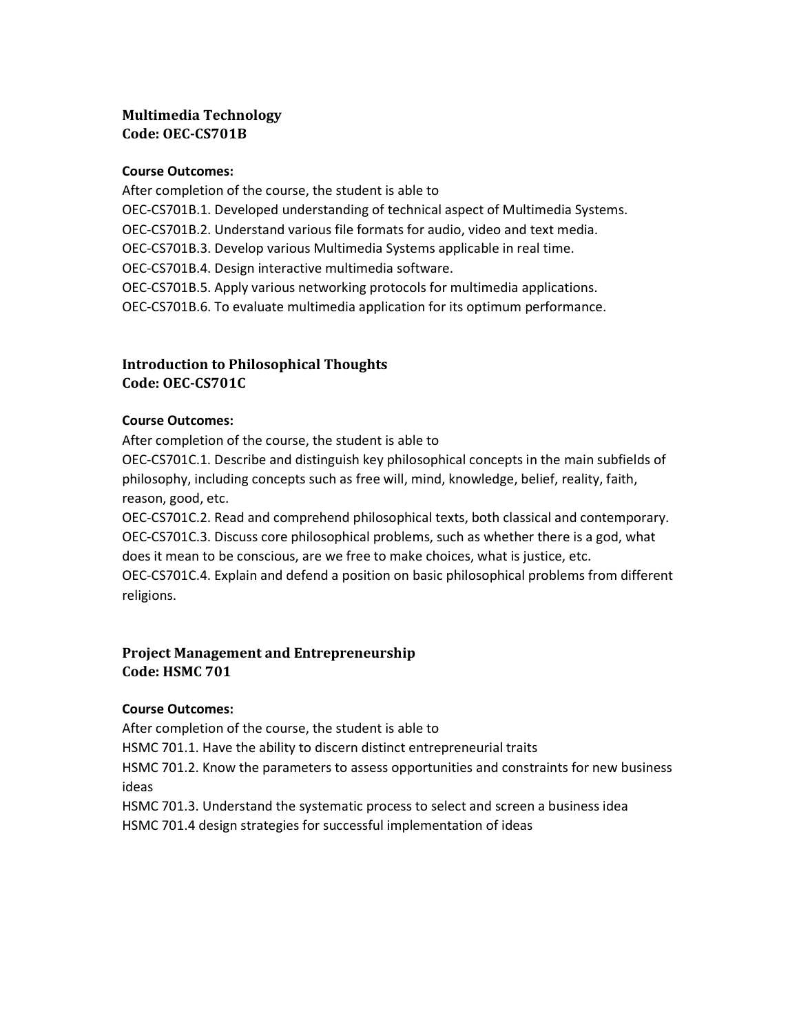**Multimedia Technology**
**Code: OEC-CS701B**

**Course Outcomes:**

After completion of the course, the student is able to
OEC-CS701B.1. Developed understanding of technical aspect of Multimedia Systems.
OEC-CS701B.2. Understand various file formats for audio, video and text media.
OEC-CS701B.3. Develop various Multimedia Systems applicable in real time.
OEC-CS701B.4. Design interactive multimedia software.
OEC-CS701B.5. Apply various networking protocols for multimedia applications.
OEC-CS701B.6. To evaluate multimedia application for its optimum performance.

**Introduction to Philosophical Thoughts**
**Code: OEC-CS701C**

**Course Outcomes:**

After completion of the course, the student is able to
OEC-CS701C.1. Describe and distinguish key philosophical concepts in the main subfields of philosophy, including concepts such as free will, mind, knowledge, belief, reality, faith, reason, good, etc.
OEC-CS701C.2. Read and comprehend philosophical texts, both classical and contemporary.
OEC-CS701C.3. Discuss core philosophical problems, such as whether there is a god, what does it mean to be conscious, are we free to make choices, what is justice, etc.
OEC-CS701C.4. Explain and defend a position on basic philosophical problems from different religions.

**Project Management and Entrepreneurship**
**Code: HSMC 701**

**Course Outcomes:**

After completion of the course, the student is able to
HSMC 701.1. Have the ability to discern distinct entrepreneurial traits
HSMC 701.2. Know the parameters to assess opportunities and constraints for new business ideas
HSMC 701.3. Understand the systematic process to select and screen a business idea
HSMC 701.4 design strategies for successful implementation of ideas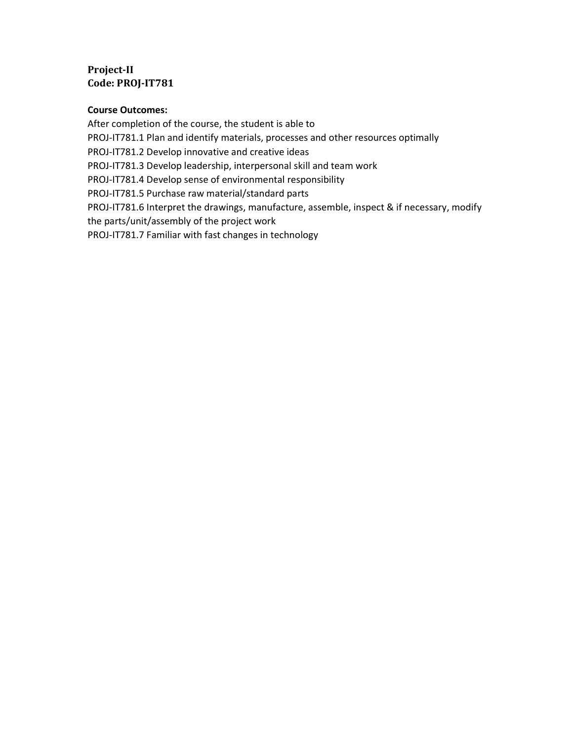**Project-II**
**Code: PROJ-IT781**

**Course Outcomes:**

After completion of the course, the student is able to

PROJ-IT781.1 Plan and identify materials, processes and other resources optimally
PROJ-IT781.2 Develop innovative and creative ideas
PROJ-IT781.3 Develop leadership, interpersonal skill and team work
PROJ-IT781.4 Develop sense of environmental responsibility
PROJ-IT781.5 Purchase raw material/standard parts
PROJ-IT781.6 Interpret the drawings, manufacture, assemble, inspect & if necessary, modify the parts/unit/assembly of the project work
PROJ-IT781.7 Familiar with fast changes in technology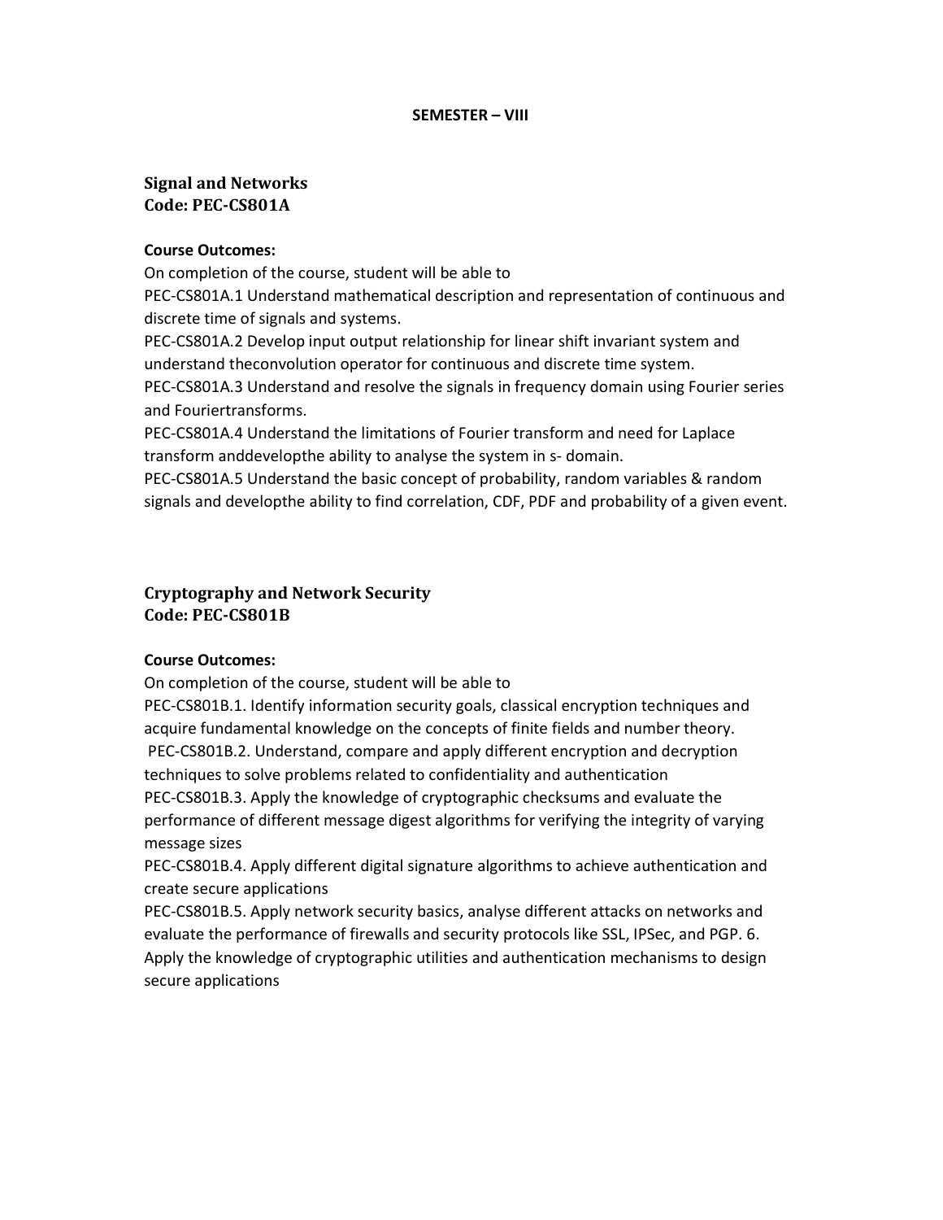**SEMESTER – VIII**

## Signal and Networks
## Code: PEC-CS801A

**Course Outcomes:**

On completion of the course, student will be able to

PEC-CS801A.1 Understand mathematical description and representation of continuous and discrete time of signals and systems.

PEC-CS801A.2 Develop input output relationship for linear shift invariant system and understand theconvolution operator for continuous and discrete time system.

PEC-CS801A.3 Understand and resolve the signals in frequency domain using Fourier series and Fouriertransforms.

PEC-CS801A.4 Understand the limitations of Fourier transform and need for Laplace transform anddevelopthe ability to analyse the system in s- domain.

PEC-CS801A.5 Understand the basic concept of probability, random variables & random signals and developthe ability to find correlation, CDF, PDF and probability of a given event.

## Cryptography and Network Security
## Code: PEC-CS801B

**Course Outcomes:**

On completion of the course, student will be able to

PEC-CS801B.1. Identify information security goals, classical encryption techniques and acquire fundamental knowledge on the concepts of finite fields and number theory.

PEC-CS801B.2. Understand, compare and apply different encryption and decryption techniques to solve problems related to confidentiality and authentication

PEC-CS801B.3. Apply the knowledge of cryptographic checksums and evaluate the performance of different message digest algorithms for verifying the integrity of varying message sizes

PEC-CS801B.4. Apply different digital signature algorithms to achieve authentication and create secure applications

PEC-CS801B.5. Apply network security basics, analyse different attacks on networks and evaluate the performance of firewalls and security protocols like SSL, IPSec, and PGP. 6. Apply the knowledge of cryptographic utilities and authentication mechanisms to design secure applications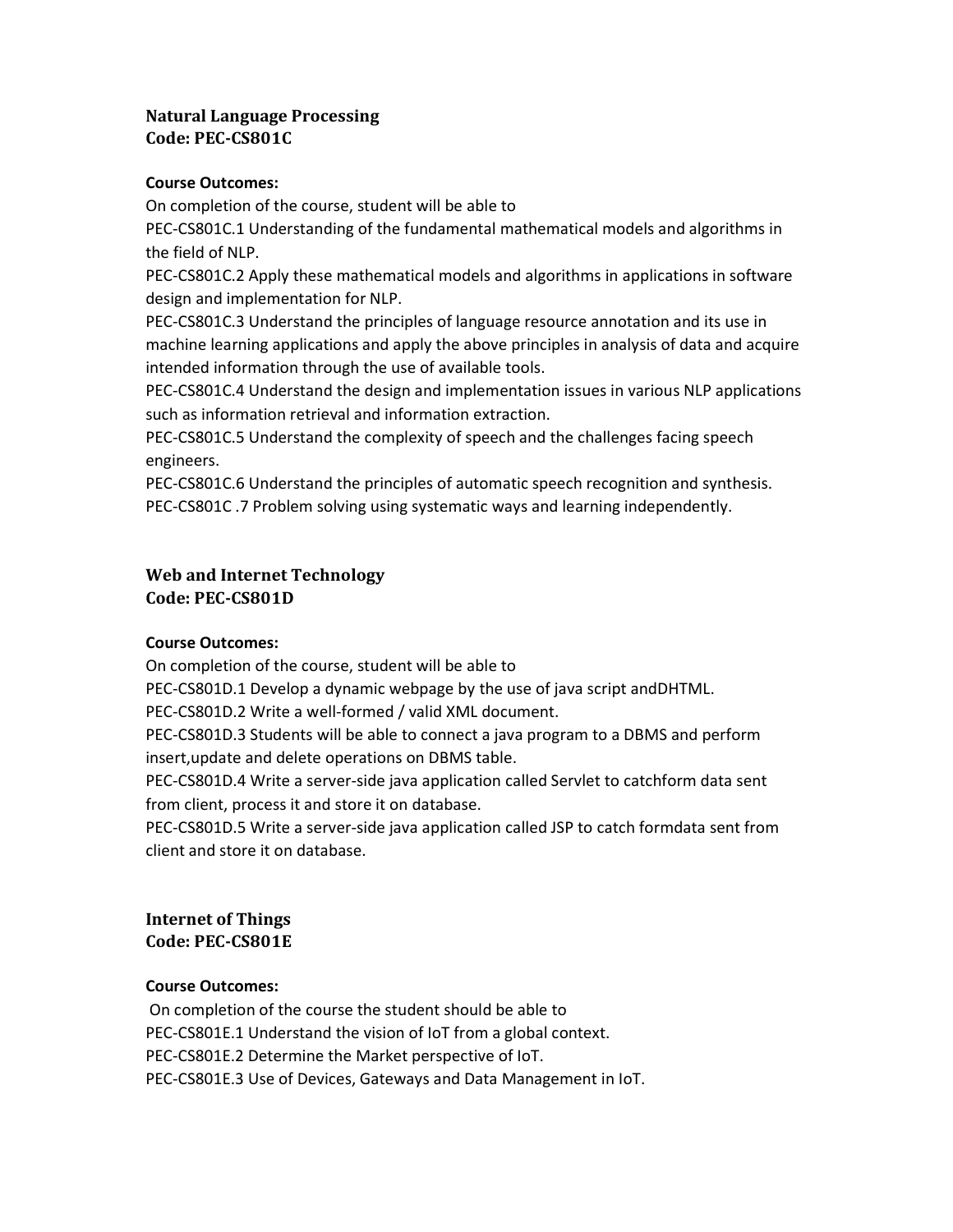**Natural Language Processing**
**Code: PEC-CS801C**

**Course Outcomes:**

On completion of the course, student will be able to

PEC-CS801C.1 Understanding of the fundamental mathematical models and algorithms in the field of NLP.

PEC-CS801C.2 Apply these mathematical models and algorithms in applications in software design and implementation for NLP.

PEC-CS801C.3 Understand the principles of language resource annotation and its use in machine learning applications and apply the above principles in analysis of data and acquire intended information through the use of available tools.

PEC-CS801C.4 Understand the design and implementation issues in various NLP applications such as information retrieval and information extraction.

PEC-CS801C.5 Understand the complexity of speech and the challenges facing speech engineers.

PEC-CS801C.6 Understand the principles of automatic speech recognition and synthesis.

PEC-CS801C .7 Problem solving using systematic ways and learning independently.

**Web and Internet Technology**
**Code: PEC-CS801D**

**Course Outcomes:**

On completion of the course, student will be able to

PEC-CS801D.1 Develop a dynamic webpage by the use of java script andDHTML.

PEC-CS801D.2 Write a well-formed / valid XML document.

PEC-CS801D.3 Students will be able to connect a java program to a DBMS and perform insert,update and delete operations on DBMS table.

PEC-CS801D.4 Write a server-side java application called Servlet to catchform data sent from client, process it and store it on database.

PEC-CS801D.5 Write a server-side java application called JSP to catch formdata sent from client and store it on database.

**Internet of Things**
**Code: PEC-CS801E**

**Course Outcomes:**

On completion of the course the student should be able to

PEC-CS801E.1 Understand the vision of IoT from a global context.

PEC-CS801E.2 Determine the Market perspective of IoT.

PEC-CS801E.3 Use of Devices, Gateways and Data Management in IoT.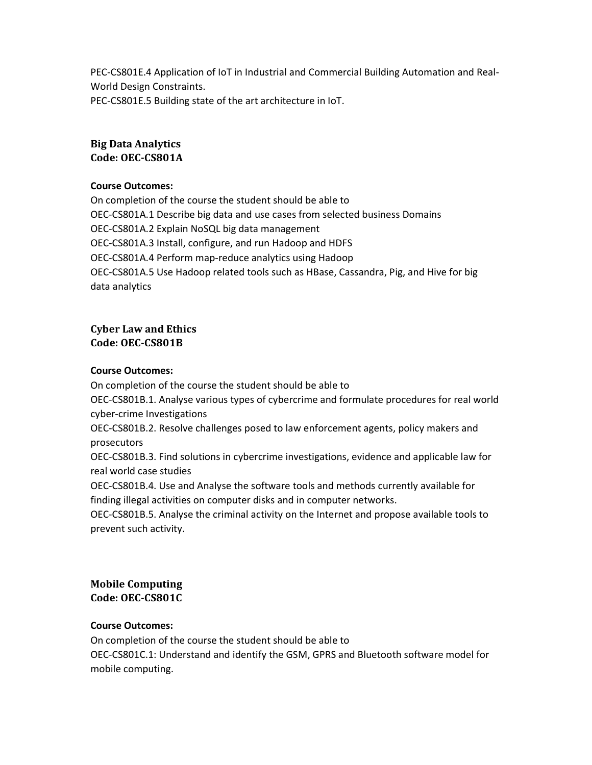PEC-CS801E.4 Application of IoT in Industrial and Commercial Building Automation and Real-World Design Constraints.
PEC-CS801E.5 Building state of the art architecture in IoT.

## Big Data Analytics
## Code: OEC-CS801A

**Course Outcomes:**

On completion of the course the student should be able to
OEC-CS801A.1 Describe big data and use cases from selected business Domains
OEC-CS801A.2 Explain NoSQL big data management
OEC-CS801A.3 Install, configure, and run Hadoop and HDFS
OEC-CS801A.4 Perform map-reduce analytics using Hadoop
OEC-CS801A.5 Use Hadoop related tools such as HBase, Cassandra, Pig, and Hive for big data analytics

## Cyber Law and Ethics
## Code: OEC-CS801B

**Course Outcomes:**

On completion of the course the student should be able to
OEC-CS801B.1. Analyse various types of cybercrime and formulate procedures for real world cyber-crime Investigations
OEC-CS801B.2. Resolve challenges posed to law enforcement agents, policy makers and prosecutors
OEC-CS801B.3. Find solutions in cybercrime investigations, evidence and applicable law for real world case studies
OEC-CS801B.4. Use and Analyse the software tools and methods currently available for finding illegal activities on computer disks and in computer networks.
OEC-CS801B.5. Analyse the criminal activity on the Internet and propose available tools to prevent such activity.

## Mobile Computing
## Code: OEC-CS801C

**Course Outcomes:**

On completion of the course the student should be able to
OEC-CS801C.1: Understand and identify the GSM, GPRS and Bluetooth software model for mobile computing.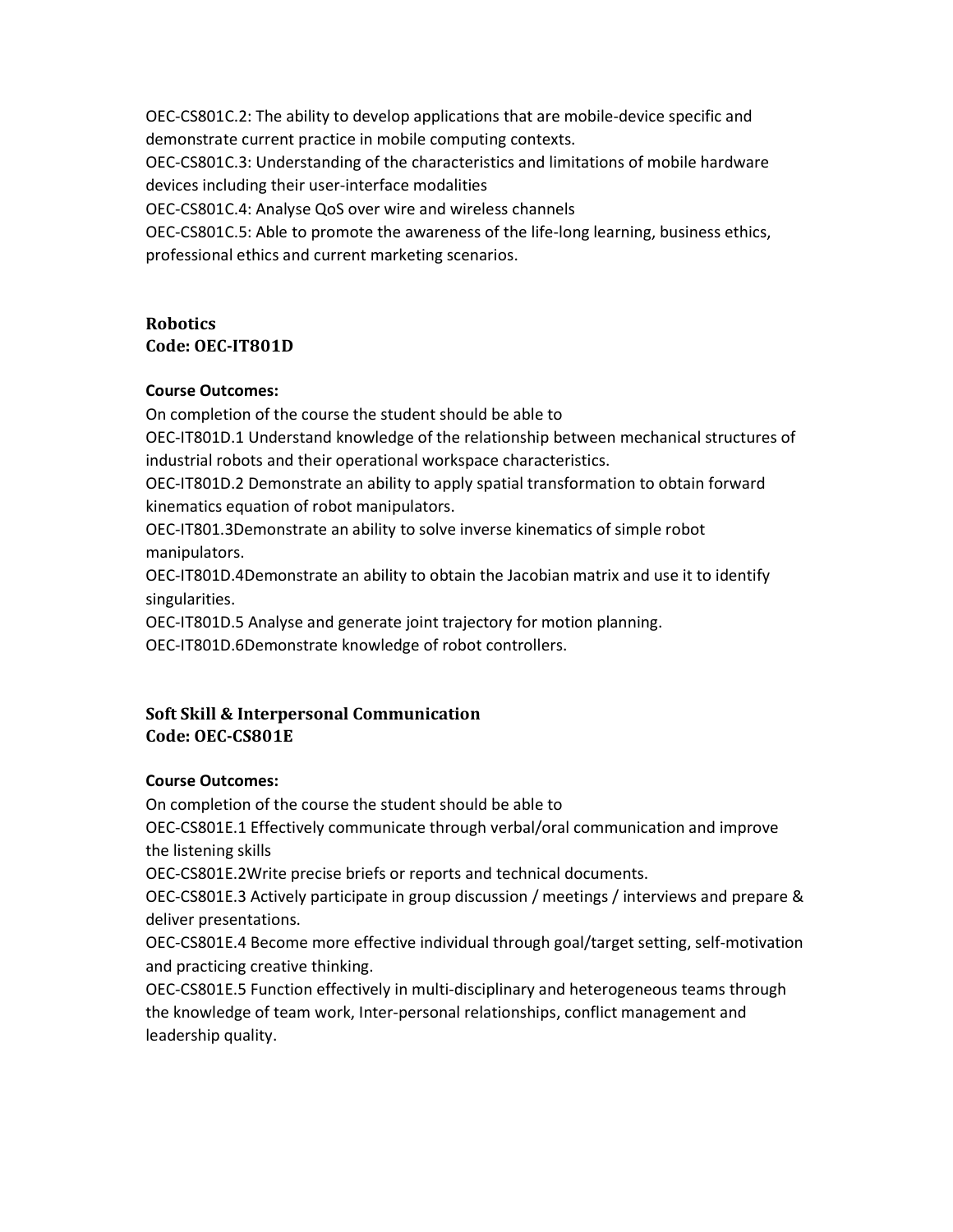OEC-CS801C.2: The ability to develop applications that are mobile-device specific and demonstrate current practice in mobile computing contexts.
OEC-CS801C.3: Understanding of the characteristics and limitations of mobile hardware devices including their user-interface modalities
OEC-CS801C.4: Analyse QoS over wire and wireless channels
OEC-CS801C.5: Able to promote the awareness of the life-long learning, business ethics, professional ethics and current marketing scenarios.

## Robotics
## Code: OEC-IT801D

**Course Outcomes:**

On completion of the course the student should be able to
OEC-IT801D.1 Understand knowledge of the relationship between mechanical structures of industrial robots and their operational workspace characteristics.
OEC-IT801D.2 Demonstrate an ability to apply spatial transformation to obtain forward kinematics equation of robot manipulators.
OEC-IT801.3Demonstrate an ability to solve inverse kinematics of simple robot manipulators.
OEC-IT801D.4Demonstrate an ability to obtain the Jacobian matrix and use it to identify singularities.
OEC-IT801D.5 Analyse and generate joint trajectory for motion planning.
OEC-IT801D.6Demonstrate knowledge of robot controllers.

## Soft Skill & Interpersonal Communication
## Code: OEC-CS801E

**Course Outcomes:**

On completion of the course the student should be able to
OEC-CS801E.1 Effectively communicate through verbal/oral communication and improve the listening skills
OEC-CS801E.2Write precise briefs or reports and technical documents.
OEC-CS801E.3 Actively participate in group discussion / meetings / interviews and prepare & deliver presentations.
OEC-CS801E.4 Become more effective individual through goal/target setting, self-motivation and practicing creative thinking.
OEC-CS801E.5 Function effectively in multi-disciplinary and heterogeneous teams through the knowledge of team work, Inter-personal relationships, conflict management and leadership quality.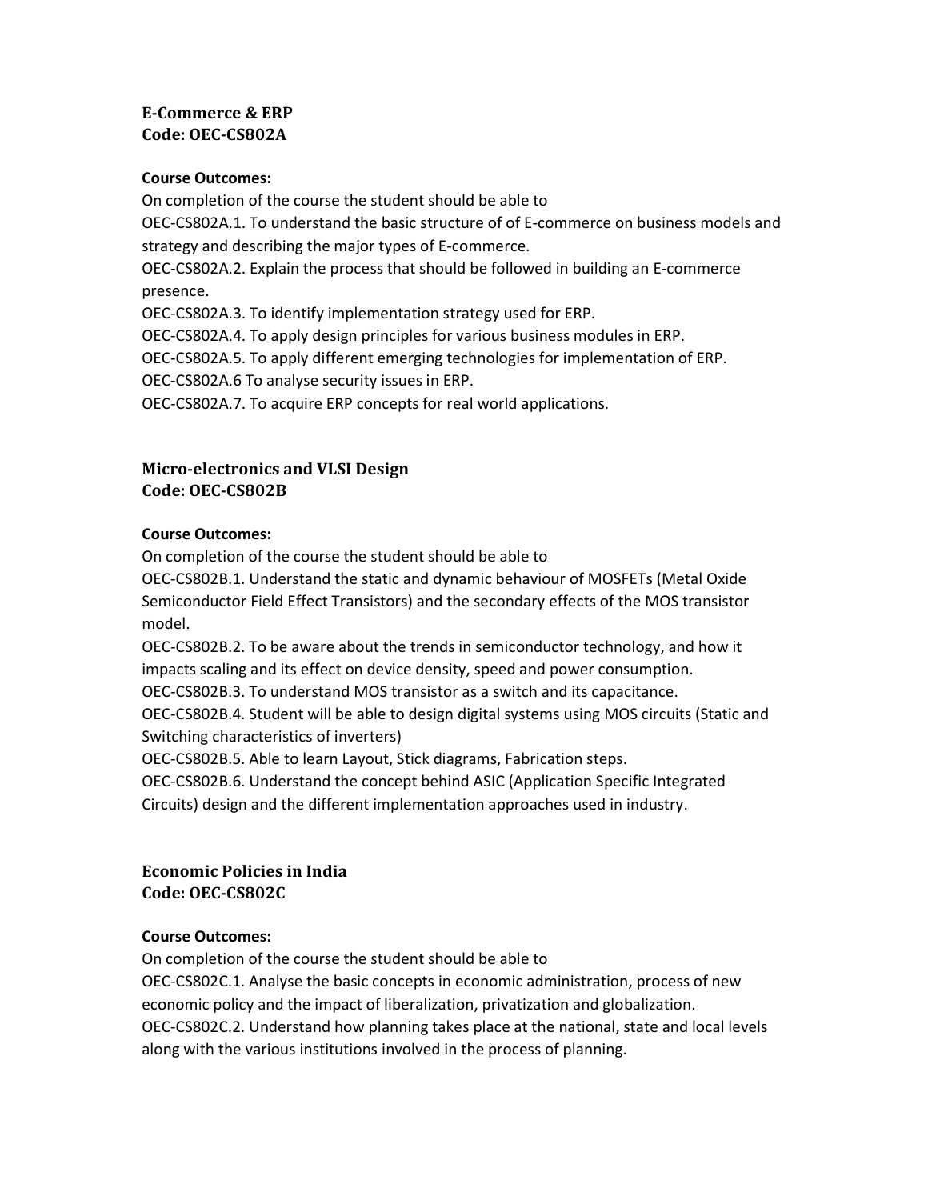**E-Commerce & ERP**
**Code: OEC-CS802A**

**Course Outcomes:**

On completion of the course the student should be able to

OEC-CS802A.1. To understand the basic structure of of of E-commerce on business models and strategy and describing the major types of E-commerce.

OEC-CS802A.2. Explain the process that should be followed in building an E-commerce presence.

OEC-CS802A.3. To identify implementation strategy used for ERP.

OEC-CS802A.4. To apply design principles for various business modules in ERP.

OEC-CS802A.5. To apply different emerging technologies for implementation of ERP.

OEC-CS802A.6 To analyse security issues in ERP.

OEC-CS802A.7. To acquire ERP concepts for real world applications.

**Micro-electronics and VLSI Design**
**Code: OEC-CS802B**

**Course Outcomes:**

On completion of the course the student should be able to

OEC-CS802B.1. Understand the static and dynamic behaviour of MOSFETs (Metal Oxide Semiconductor Field Effect Transistors) and the secondary effects of the MOS transistor model.

OEC-CS802B.2. To be aware about the trends in semiconductor technology, and how it impacts scaling and its effect on device density, speed and power consumption.

OEC-CS802B.3. To understand MOS transistor as a switch and its capacitance.

OEC-CS802B.4. Student will be able to design digital systems using MOS circuits (Static and Switching characteristics of inverters)

OEC-CS802B.5. Able to learn Layout, Stick diagrams, Fabrication steps.

OEC-CS802B.6. Understand the concept behind ASIC (Application Specific Integrated Circuits) design and the different implementation approaches used in industry.

**Economic Policies in India**
**Code: OEC-CS802C**

**Course Outcomes:**

On completion of the course the student should be able to

OEC-CS802C.1. Analyse the basic concepts in economic administration, process of new economic policy and the impact of liberalization, privatization and globalization.

OEC-CS802C.2. Understand how planning takes place at the national, state and local levels along with the various institutions involved in the process of planning.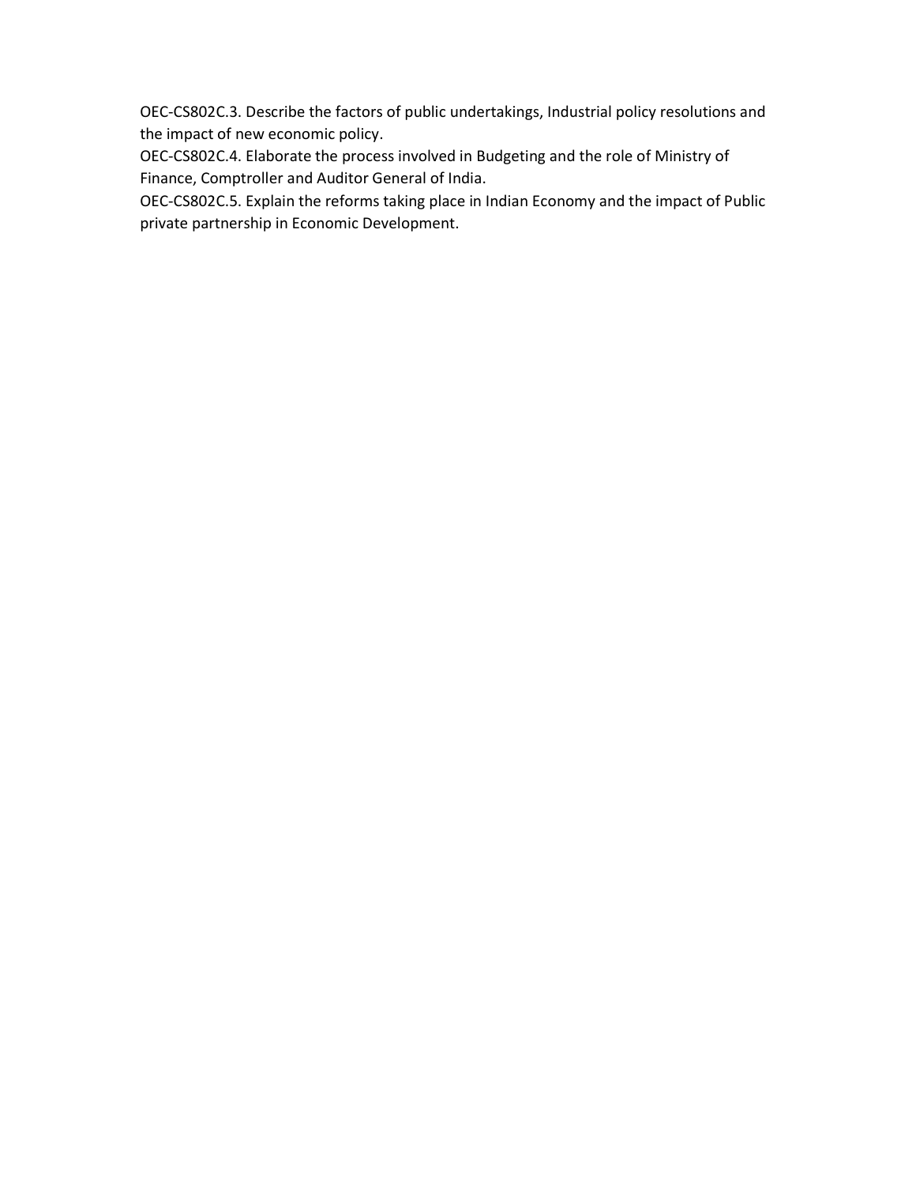OEC-CS802C.3. Describe the factors of public undertakings, Industrial policy resolutions and the impact of new economic policy.

OEC-CS802C.4. Elaborate the process involved in Budgeting and the role of Ministry of Finance, Comptroller and Auditor General of India.

OEC-CS802C.5. Explain the reforms taking place in Indian Economy and the impact of Public private partnership in Economic Development.